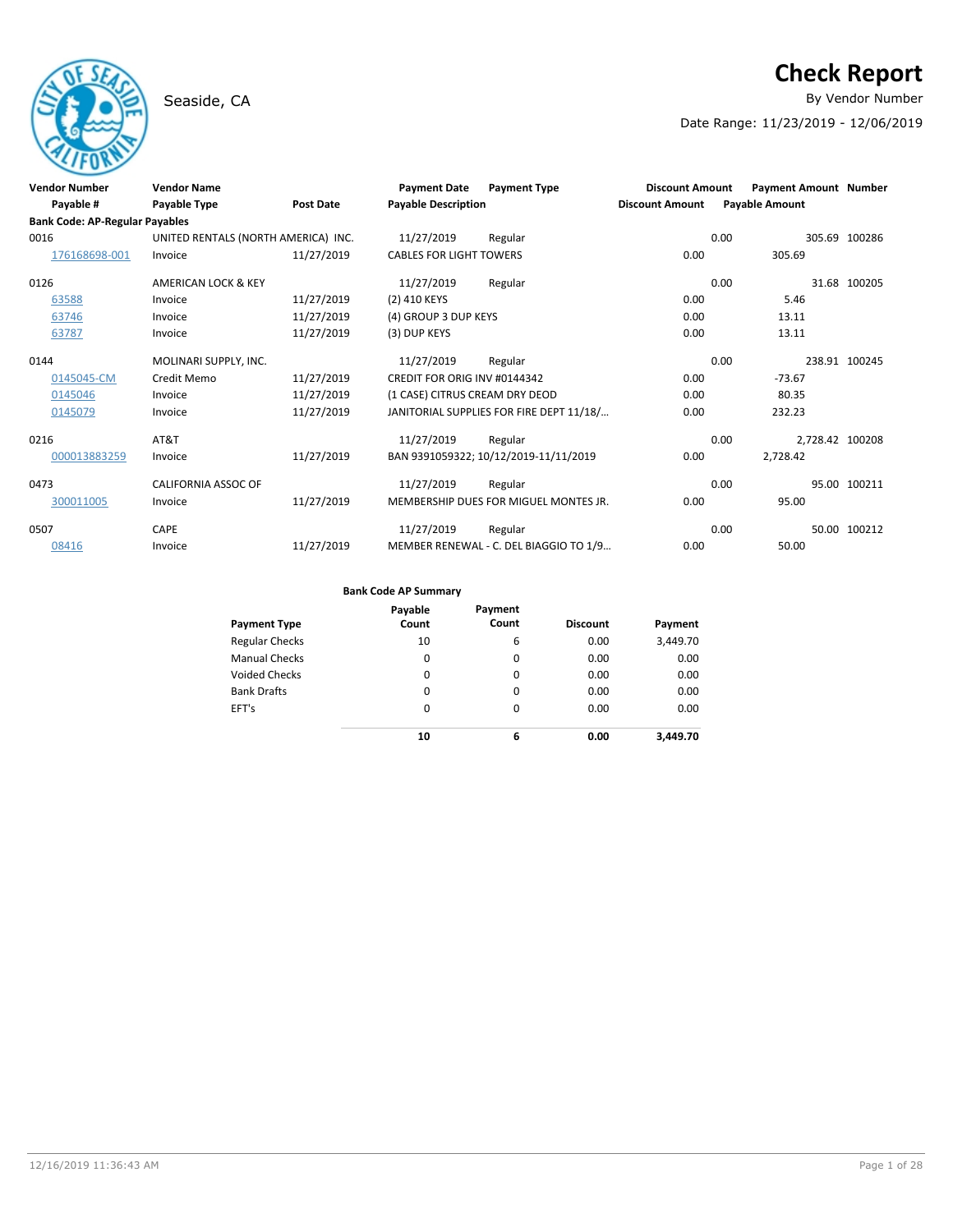# Check Report

Seaside, CA

By Vendor Number

Date Range: 11/23/2019 - 12/06/2019

| Vendor Number | Vendor Name | | Payment Date | Payment Type | Discount Amount | Payment Amount | Number |
|---|---|---|---|---|---|---|---|
| Payable # | Payable Type | Post Date | Payable Description | | Discount Amount | Payable Amount | |
| **Bank Code: AP-Regular Payables** | | | | | | | |
| 0016 | UNITED RENTALS (NORTH AMERICA) INC. | | 11/27/2019 | Regular | 0.00 | 305.69 | 100286 |
| 176168698-001 | Invoice | 11/27/2019 | CABLES FOR LIGHT TOWERS | | 0.00 | 305.69 | |
| 0126 | AMERICAN LOCK & KEY | | 11/27/2019 | Regular | 0.00 | 31.68 | 100205 |
| 63588 | Invoice | 11/27/2019 | (2) 410 KEYS | | 0.00 | 5.46 | |
| 63746 | Invoice | 11/27/2019 | (4) GROUP 3 DUP KEYS | | 0.00 | 13.11 | |
| 63787 | Invoice | 11/27/2019 | (3) DUP KEYS | | 0.00 | 13.11 | |
| 0144 | MOLINARI SUPPLY, INC. | | 11/27/2019 | Regular | 0.00 | 238.91 | 100245 |
| 0145045-CM | Credit Memo | 11/27/2019 | CREDIT FOR ORIG INV #0144342 | | 0.00 | -73.67 | |
| 0145046 | Invoice | 11/27/2019 | (1 CASE) CITRUS CREAM DRY DEOD | | 0.00 | 80.35 | |
| 0145079 | Invoice | 11/27/2019 | JANITORIAL SUPPLIES FOR FIRE DEPT 11/18/... | | 0.00 | 232.23 | |
| 0216 | AT&T | | 11/27/2019 | Regular | 0.00 | 2,728.42 | 100208 |
| 000013883259 | Invoice | 11/27/2019 | BAN 9391059322; 10/12/2019-11/11/2019 | | 0.00 | 2,728.42 | |
| 0473 | CALIFORNIA ASSOC OF | | 11/27/2019 | Regular | 0.00 | 95.00 | 100211 |
| 300011005 | Invoice | 11/27/2019 | MEMBERSHIP DUES FOR MIGUEL MONTES JR. | | 0.00 | 95.00 | |
| 0507 | CAPE | | 11/27/2019 | Regular | 0.00 | 50.00 | 100212 |
| 08416 | Invoice | 11/27/2019 | MEMBER RENEWAL - C. DEL BIAGGIO TO 1/9... | | 0.00 | 50.00 | |

**Bank Code AP Summary**

| Payment Type | Payable Count | Payment Count | Discount | Payment |
|---|---|---|---|---|
| Regular Checks | 10 | 6 | 0.00 | 3,449.70 |
| Manual Checks | 0 | 0 | 0.00 | 0.00 |
| Voided Checks | 0 | 0 | 0.00 | 0.00 |
| Bank Drafts | 0 | 0 | 0.00 | 0.00 |
| EFT's | 0 | 0 | 0.00 | 0.00 |
| | **10** | **6** | **0.00** | **3,449.70** |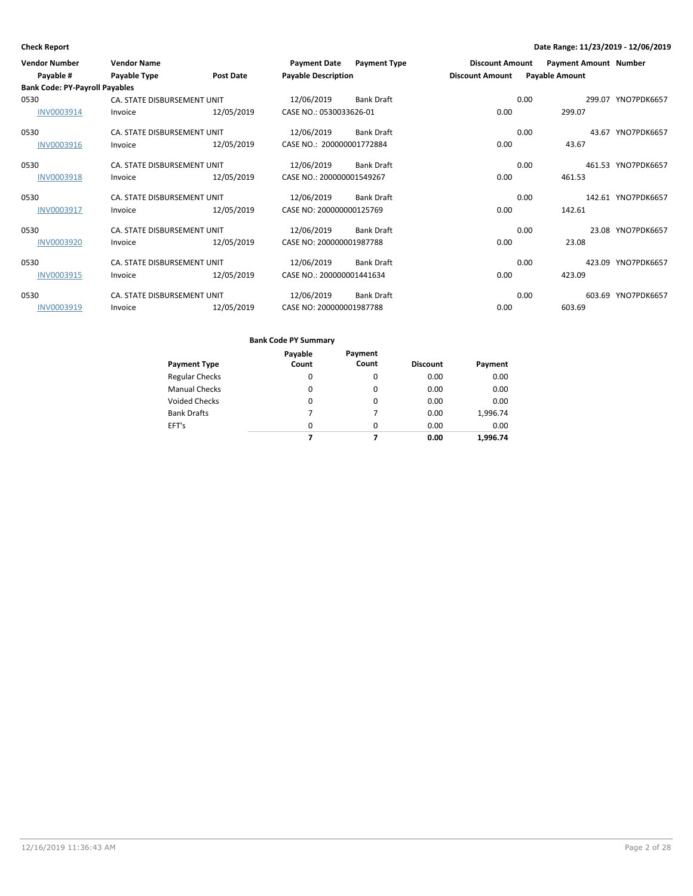**Check Report** | **Date Range: 11/23/2019 - 12/06/2019**

| Vendor Number | Vendor Name | | Payment Date | Payment Type | Discount Amount | Payment Amount | Number |
|---|---|---|---|---|---|---|---|
| Payable # | Payable Type | Post Date | Payable Description | | Discount Amount | Payable Amount | |
| **Bank Code: PY-Payroll Payables** | | | | | | | |
| 0530 | CA. STATE DISBURSEMENT UNIT | | 12/06/2019 | Bank Draft | 0.00 | 299.07 | YNO7PDK6657 |
| INV0003914 | Invoice | 12/05/2019 | CASE NO.: 0530033626-01 | | 0.00 | 299.07 | |
| 0530 | CA. STATE DISBURSEMENT UNIT | | 12/06/2019 | Bank Draft | 0.00 | 43.67 | YNO7PDK6657 |
| INV0003916 | Invoice | 12/05/2019 | CASE NO.: 200000001772884 | | 0.00 | 43.67 | |
| 0530 | CA. STATE DISBURSEMENT UNIT | | 12/06/2019 | Bank Draft | 0.00 | 461.53 | YNO7PDK6657 |
| INV0003918 | Invoice | 12/05/2019 | CASE NO.: 200000001549267 | | 0.00 | 461.53 | |
| 0530 | CA. STATE DISBURSEMENT UNIT | | 12/06/2019 | Bank Draft | 0.00 | 142.61 | YNO7PDK6657 |
| INV0003917 | Invoice | 12/05/2019 | CASE NO: 200000000125769 | | 0.00 | 142.61 | |
| 0530 | CA. STATE DISBURSEMENT UNIT | | 12/06/2019 | Bank Draft | 0.00 | 23.08 | YNO7PDK6657 |
| INV0003920 | Invoice | 12/05/2019 | CASE NO: 200000001987788 | | 0.00 | 23.08 | |
| 0530 | CA. STATE DISBURSEMENT UNIT | | 12/06/2019 | Bank Draft | 0.00 | 423.09 | YNO7PDK6657 |
| INV0003915 | Invoice | 12/05/2019 | CASE NO.: 200000001441634 | | 0.00 | 423.09 | |
| 0530 | CA. STATE DISBURSEMENT UNIT | | 12/06/2019 | Bank Draft | 0.00 | 603.69 | YNO7PDK6657 |
| INV0003919 | Invoice | 12/05/2019 | CASE NO: 200000001987788 | | 0.00 | 603.69 | |

**Bank Code PY Summary**

| Payment Type | Payable Count | Payment Count | Discount | Payment |
|---|---|---|---|---|
| Regular Checks | 0 | 0 | 0.00 | 0.00 |
| Manual Checks | 0 | 0 | 0.00 | 0.00 |
| Voided Checks | 0 | 0 | 0.00 | 0.00 |
| Bank Drafts | 7 | 7 | 0.00 | 1,996.74 |
| EFT's | 0 | 0 | 0.00 | 0.00 |
| | **7** | **7** | **0.00** | **1,996.74** |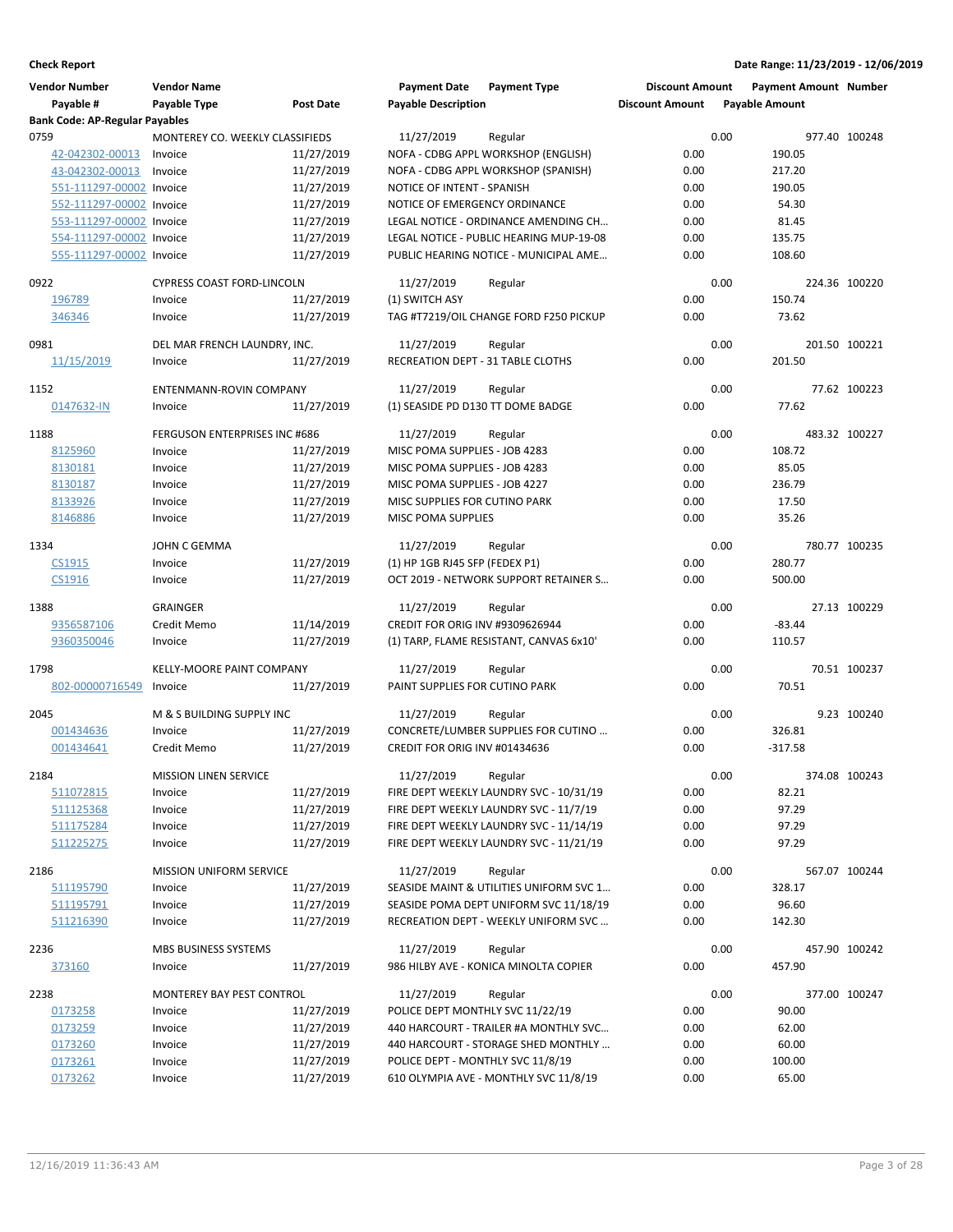**Check Report** | **Date Range: 11/23/2019 - 12/06/2019**

| Vendor Number / Payable # | Vendor Name / Payable Type | Post Date | Payment Date / Payable Description | Payment Type | Discount Amount / Discount Amount | Payment Amount / Payable Amount | Number |
|---|---|---|---|---|---|---|---|
| **Bank Code: AP-Regular Payables** | | | | | | | |
| 0759 | MONTEREY CO. WEEKLY CLASSIFIEDS | | 11/27/2019 | Regular | 0.00 | 977.40 | 100248 |
| 42-042302-00013 | Invoice | 11/27/2019 | NOFA - CDBG APPL WORKSHOP (ENGLISH) | | 0.00 | 190.05 | |
| 43-042302-00013 | Invoice | 11/27/2019 | NOFA - CDBG APPL WORKSHOP (SPANISH) | | 0.00 | 217.20 | |
| 551-111297-00002 | Invoice | 11/27/2019 | NOTICE OF INTENT - SPANISH | | 0.00 | 190.05 | |
| 552-111297-00002 | Invoice | 11/27/2019 | NOTICE OF EMERGENCY ORDINANCE | | 0.00 | 54.30 | |
| 553-111297-00002 | Invoice | 11/27/2019 | LEGAL NOTICE - ORDINANCE AMENDING CH… | | 0.00 | 81.45 | |
| 554-111297-00002 | Invoice | 11/27/2019 | LEGAL NOTICE - PUBLIC HEARING MUP-19-08 | | 0.00 | 135.75 | |
| 555-111297-00002 | Invoice | 11/27/2019 | PUBLIC HEARING NOTICE - MUNICIPAL AME… | | 0.00 | 108.60 | |
| 0922 | CYPRESS COAST FORD-LINCOLN | | 11/27/2019 | Regular | 0.00 | 224.36 | 100220 |
| 196789 | Invoice | 11/27/2019 | (1) SWITCH ASY | | 0.00 | 150.74 | |
| 346346 | Invoice | 11/27/2019 | TAG #T7219/OIL CHANGE FORD F250 PICKUP | | 0.00 | 73.62 | |
| 0981 | DEL MAR FRENCH LAUNDRY, INC. | | 11/27/2019 | Regular | 0.00 | 201.50 | 100221 |
| 11/15/2019 | Invoice | 11/27/2019 | RECREATION DEPT - 31 TABLE CLOTHS | | 0.00 | 201.50 | |
| 1152 | ENTENMANN-ROVIN COMPANY | | 11/27/2019 | Regular | 0.00 | 77.62 | 100223 |
| 0147632-IN | Invoice | 11/27/2019 | (1) SEASIDE PD D130 TT DOME BADGE | | 0.00 | 77.62 | |
| 1188 | FERGUSON ENTERPRISES INC #686 | | 11/27/2019 | Regular | 0.00 | 483.32 | 100227 |
| 8125960 | Invoice | 11/27/2019 | MISC POMA SUPPLIES - JOB 4283 | | 0.00 | 108.72 | |
| 8130181 | Invoice | 11/27/2019 | MISC POMA SUPPLIES - JOB 4283 | | 0.00 | 85.05 | |
| 8130187 | Invoice | 11/27/2019 | MISC POMA SUPPLIES - JOB 4227 | | 0.00 | 236.79 | |
| 8133926 | Invoice | 11/27/2019 | MISC SUPPLIES FOR CUTINO PARK | | 0.00 | 17.50 | |
| 8146886 | Invoice | 11/27/2019 | MISC POMA SUPPLIES | | 0.00 | 35.26 | |
| 1334 | JOHN C GEMMA | | 11/27/2019 | Regular | 0.00 | 780.77 | 100235 |
| CS1915 | Invoice | 11/27/2019 | (1) HP 1GB RJ45 SFP (FEDEX P1) | | 0.00 | 280.77 | |
| CS1916 | Invoice | 11/27/2019 | OCT 2019 - NETWORK SUPPORT RETAINER S… | | 0.00 | 500.00 | |
| 1388 | GRAINGER | | 11/27/2019 | Regular | 0.00 | 27.13 | 100229 |
| 9356587106 | Credit Memo | 11/14/2019 | CREDIT FOR ORIG INV #9309626944 | | 0.00 | -83.44 | |
| 9360350046 | Invoice | 11/27/2019 | (1) TARP, FLAME RESISTANT, CANVAS 6x10' | | 0.00 | 110.57 | |
| 1798 | KELLY-MOORE PAINT COMPANY | | 11/27/2019 | Regular | 0.00 | 70.51 | 100237 |
| 802-00000716549 | Invoice | 11/27/2019 | PAINT SUPPLIES FOR CUTINO PARK | | 0.00 | 70.51 | |
| 2045 | M & S BUILDING SUPPLY INC | | 11/27/2019 | Regular | 0.00 | 9.23 | 100240 |
| 001434636 | Invoice | 11/27/2019 | CONCRETE/LUMBER SUPPLIES FOR CUTINO … | | 0.00 | 326.81 | |
| 001434641 | Credit Memo | 11/27/2019 | CREDIT FOR ORIG INV #01434636 | | 0.00 | -317.58 | |
| 2184 | MISSION LINEN SERVICE | | 11/27/2019 | Regular | 0.00 | 374.08 | 100243 |
| 511072815 | Invoice | 11/27/2019 | FIRE DEPT WEEKLY LAUNDRY SVC - 10/31/19 | | 0.00 | 82.21 | |
| 511125368 | Invoice | 11/27/2019 | FIRE DEPT WEEKLY LAUNDRY SVC - 11/7/19 | | 0.00 | 97.29 | |
| 511175284 | Invoice | 11/27/2019 | FIRE DEPT WEEKLY LAUNDRY SVC - 11/14/19 | | 0.00 | 97.29 | |
| 511225275 | Invoice | 11/27/2019 | FIRE DEPT WEEKLY LAUNDRY SVC - 11/21/19 | | 0.00 | 97.29 | |
| 2186 | MISSION UNIFORM SERVICE | | 11/27/2019 | Regular | 0.00 | 567.07 | 100244 |
| 511195790 | Invoice | 11/27/2019 | SEASIDE MAINT & UTILITIES UNIFORM SVC 1… | | 0.00 | 328.17 | |
| 511195791 | Invoice | 11/27/2019 | SEASIDE POMA DEPT UNIFORM SVC 11/18/19 | | 0.00 | 96.60 | |
| 511216390 | Invoice | 11/27/2019 | RECREATION DEPT - WEEKLY UNIFORM SVC … | | 0.00 | 142.30 | |
| 2236 | MBS BUSINESS SYSTEMS | | 11/27/2019 | Regular | 0.00 | 457.90 | 100242 |
| 373160 | Invoice | 11/27/2019 | 986 HILBY AVE - KONICA MINOLTA COPIER | | 0.00 | 457.90 | |
| 2238 | MONTEREY BAY PEST CONTROL | | 11/27/2019 | Regular | 0.00 | 377.00 | 100247 |
| 0173258 | Invoice | 11/27/2019 | POLICE DEPT MONTHLY SVC 11/22/19 | | 0.00 | 90.00 | |
| 0173259 | Invoice | 11/27/2019 | 440 HARCOURT - TRAILER #A MONTHLY SVC… | | 0.00 | 62.00 | |
| 0173260 | Invoice | 11/27/2019 | 440 HARCOURT - STORAGE SHED MONTHLY … | | 0.00 | 60.00 | |
| 0173261 | Invoice | 11/27/2019 | POLICE DEPT - MONTHLY SVC 11/8/19 | | 0.00 | 100.00 | |
| 0173262 | Invoice | 11/27/2019 | 610 OLYMPIA AVE - MONTHLY SVC 11/8/19 | | 0.00 | 65.00 | |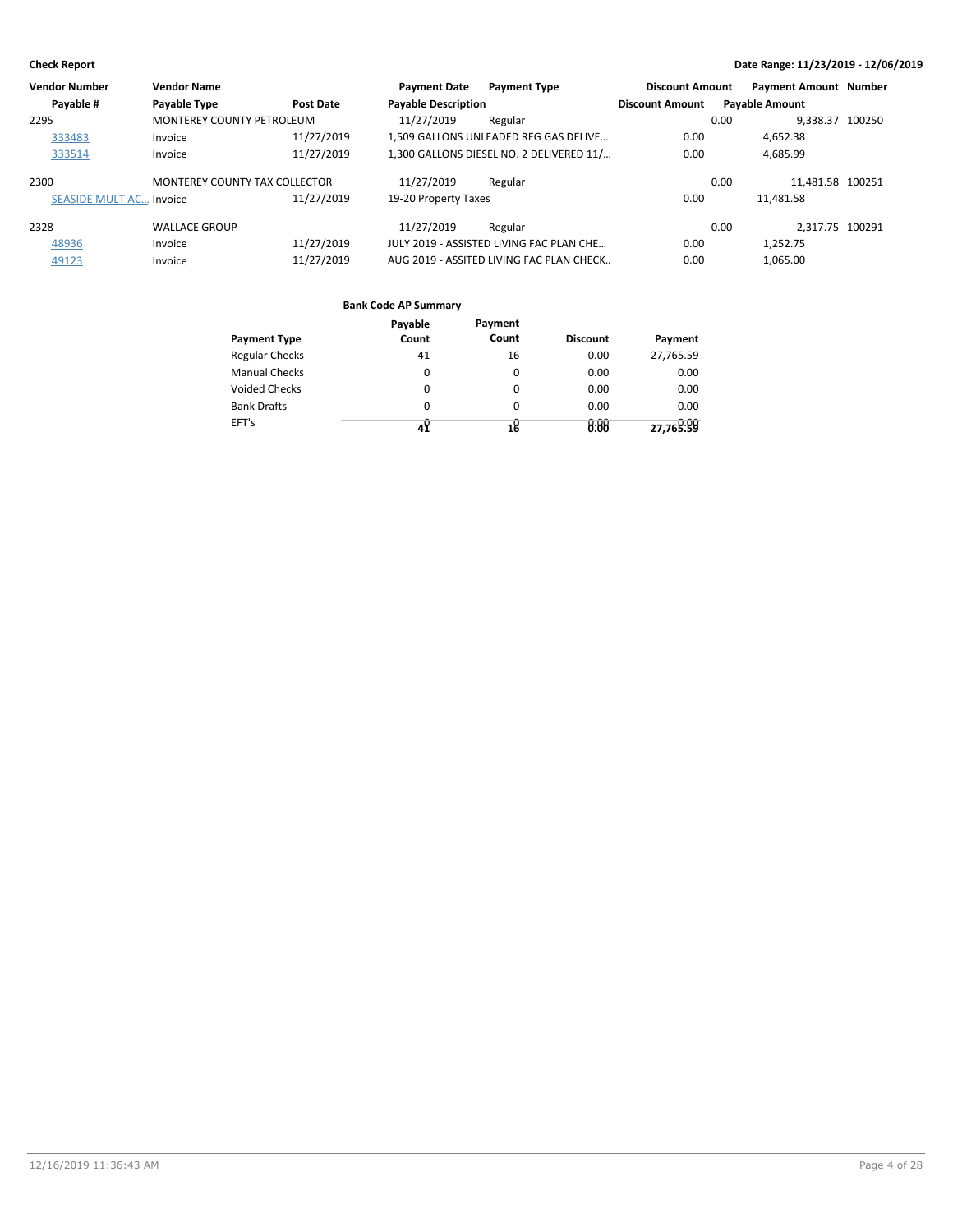| Vendor Number | Vendor Name | | Payment Date | Payment Type | Discount Amount | Payment Amount | Number |
|---|---|---|---|---|---|---|---|
| Payable # | Payable Type | Post Date | Payable Description | | Discount Amount | Payable Amount | |
| 2295 | MONTEREY COUNTY PETROLEUM | | 11/27/2019 | Regular | 0.00 | 9,338.37 | 100250 |
| 333483 | Invoice | 11/27/2019 | 1,509 GALLONS UNLEADED REG GAS DELIVE... | | 0.00 | 4,652.38 | |
| 333514 | Invoice | 11/27/2019 | 1,300 GALLONS DIESEL NO. 2 DELIVERED 11/... | | 0.00 | 4,685.99 | |
| 2300 | MONTEREY COUNTY TAX COLLECTOR | | 11/27/2019 | Regular | 0.00 | 11,481.58 | 100251 |
| SEASIDE MULT AC... | Invoice | 11/27/2019 | 19-20 Property Taxes | | 0.00 | 11,481.58 | |
| 2328 | WALLACE GROUP | | 11/27/2019 | Regular | 0.00 | 2,317.75 | 100291 |
| 48936 | Invoice | 11/27/2019 | JULY 2019 - ASSISTED LIVING FAC PLAN CHE... | | 0.00 | 1,252.75 | |
| 49123 | Invoice | 11/27/2019 | AUG 2019 - ASSITED LIVING FAC PLAN CHECK.. | | 0.00 | 1,065.00 | |

**Bank Code AP Summary**

| Payment Type | Payable Count | Payment Count | Discount | Payment |
|---|---|---|---|---|
| Regular Checks | 41 | 16 | 0.00 | 27,765.59 |
| Manual Checks | 0 | 0 | 0.00 | 0.00 |
| Voided Checks | 0 | 0 | 0.00 | 0.00 |
| Bank Drafts | 0 | 0 | 0.00 | 0.00 |
| EFT's | 0 | 0 | 0.00 | 0.00 |
| | 41 | 16 | 0.00 | 27,765.59 |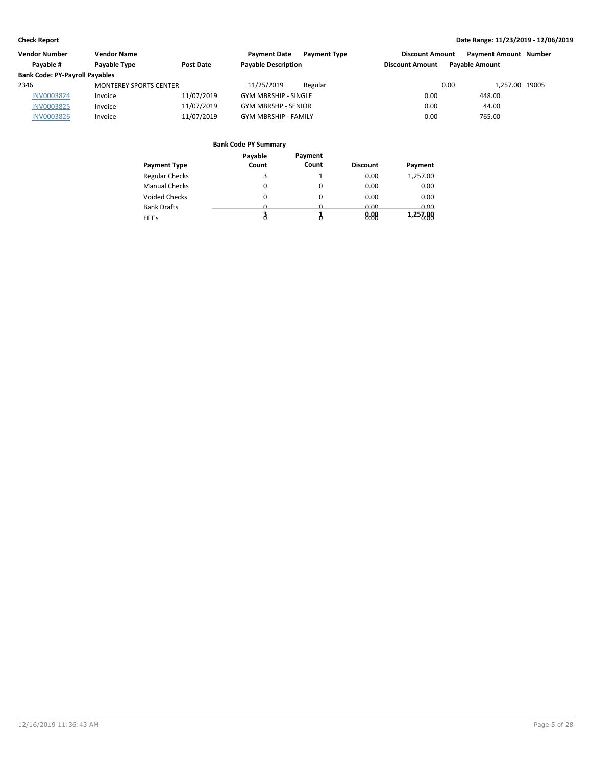**Check Report**

**Date Range: 11/23/2019 - 12/06/2019**

| Vendor Number | Vendor Name | | Payment Date | Payment Type | Discount Amount | Payment Amount | Number |
|---|---|---|---|---|---|---|---|
| Payable # | Payable Type | Post Date | Payable Description | | Discount Amount | Payable Amount | |
| **Bank Code: PY-Payroll Payables** | | | | | | | |
| 2346 | MONTEREY SPORTS CENTER | | 11/25/2019 | Regular | 0.00 | 1,257.00 | 19005 |
| INV0003824 | Invoice | 11/07/2019 | GYM MBRSHIP - SINGLE | | 0.00 | 448.00 | |
| INV0003825 | Invoice | 11/07/2019 | GYM MBRSHP - SENIOR | | 0.00 | 44.00 | |
| INV0003826 | Invoice | 11/07/2019 | GYM MBRSHIP - FAMILY | | 0.00 | 765.00 | |

**Bank Code PY Summary**

| Payment Type | Payable Count | Payment Count | Discount | Payment |
|---|---|---|---|---|
| Regular Checks | 3 | 1 | 0.00 | 1,257.00 |
| Manual Checks | 0 | 0 | 0.00 | 0.00 |
| Voided Checks | 0 | 0 | 0.00 | 0.00 |
| Bank Drafts | 0 | 0 | 0.00 | 0.00 |
| EFT's | 0 | 0 | 0.00 | 0.00 |
| | 3 | 1 | 0.00 | 1,257.00 |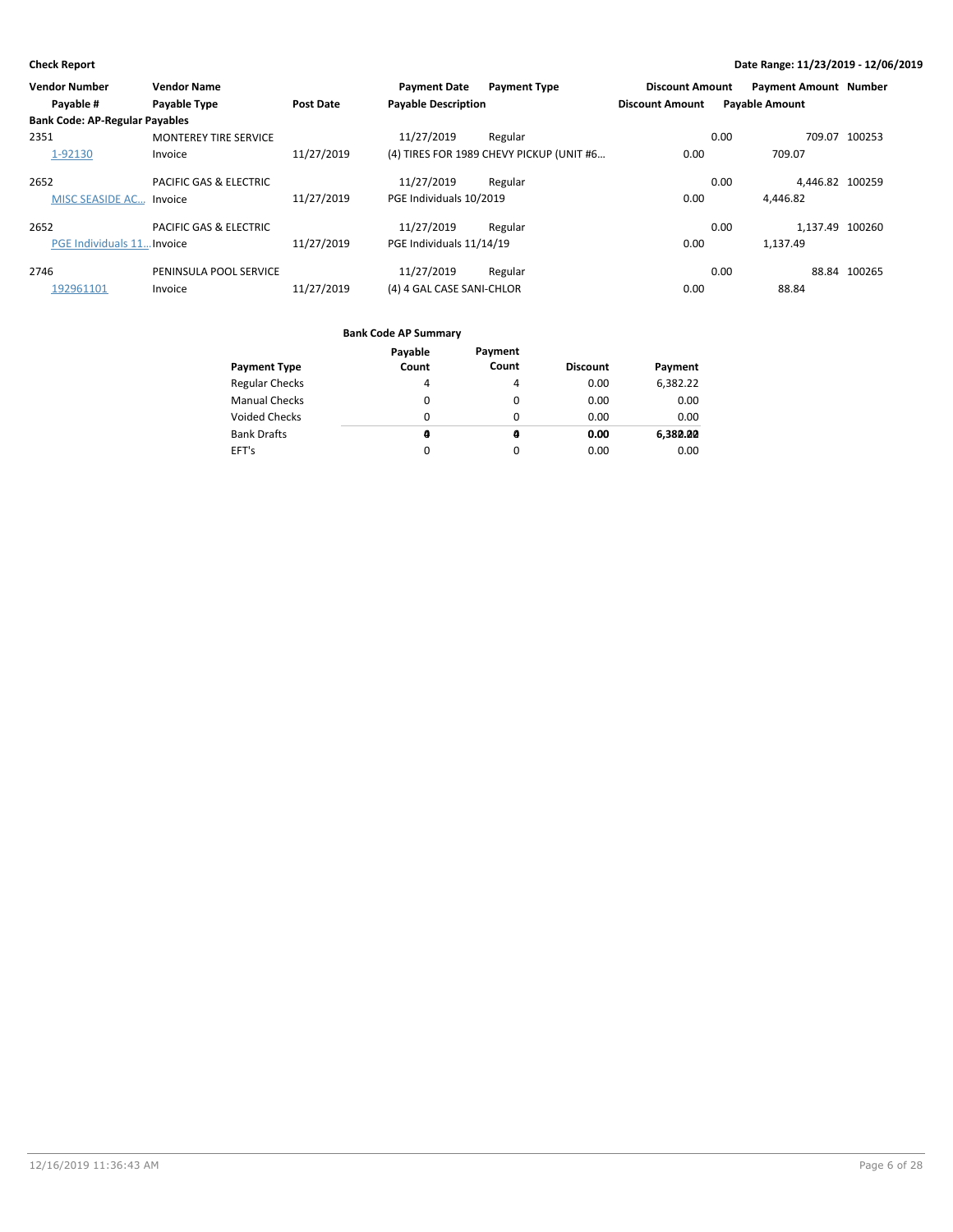**Check Report**

**Date Range: 11/23/2019 - 12/06/2019**

| Vendor Number | Vendor Name | | Payment Date | Payment Type | Discount Amount | Payment Amount | Number |
|---|---|---|---|---|---|---|---|
| Payable # | Payable Type | Post Date | Payable Description | | Discount Amount | Payable Amount | |
| **Bank Code: AP-Regular Payables** | | | | | | | |
| 2351 | MONTEREY TIRE SERVICE | | 11/27/2019 | Regular | 0.00 | 709.07 | 100253 |
| 1-92130 | Invoice | 11/27/2019 | (4) TIRES FOR 1989 CHEVY PICKUP (UNIT #6… | | 0.00 | 709.07 | |
| 2652 | PACIFIC GAS & ELECTRIC | | 11/27/2019 | Regular | 0.00 | 4,446.82 | 100259 |
| MISC SEASIDE AC… | Invoice | 11/27/2019 | PGE Individuals 10/2019 | | 0.00 | 4,446.82 | |
| 2652 | PACIFIC GAS & ELECTRIC | | 11/27/2019 | Regular | 0.00 | 1,137.49 | 100260 |
| PGE Individuals 11… | Invoice | 11/27/2019 | PGE Individuals 11/14/19 | | 0.00 | 1,137.49 | |
| 2746 | PENINSULA POOL SERVICE | | 11/27/2019 | Regular | 0.00 | 88.84 | 100265 |
| 192961101 | Invoice | 11/27/2019 | (4) 4 GAL CASE SANI-CHLOR | | 0.00 | 88.84 | |

**Bank Code AP Summary**

| Payment Type | Payable Count | Payment Count | Discount | Payment |
|---|---|---|---|---|
| Regular Checks | 4 | 4 | 0.00 | 6,382.22 |
| Manual Checks | 0 | 0 | 0.00 | 0.00 |
| Voided Checks | 0 | 0 | 0.00 | 0.00 |
| Bank Drafts | 0 | 0 | 0.00 | 0.00 |
| EFT's | 0 | 0 | 0.00 | 0.00 |
| | 4 | 4 | 0.00 | 6,382.22 |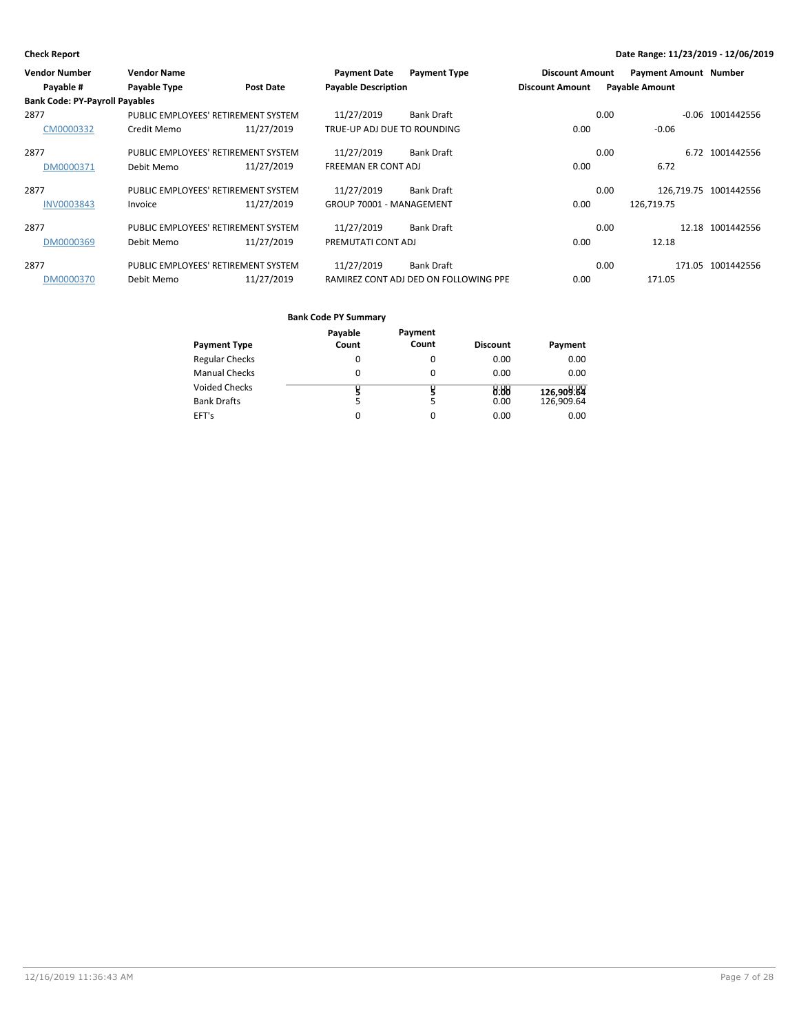**Check Report** — Date Range: 11/23/2019 - 12/06/2019

| Vendor Number | Vendor Name | | Payment Date | Payment Type | Discount Amount | Payment Amount | Number |
|---|---|---|---|---|---|---|---|
| Payable # | Payable Type | Post Date | Payable Description | | Discount Amount | Payable Amount | |
| **Bank Code: PY-Payroll Payables** | | | | | | | |
| 2877 | PUBLIC EMPLOYEES' RETIREMENT SYSTEM | | 11/27/2019 | Bank Draft | 0.00 | -0.06 | 1001442556 |
| CM0000332 | Credit Memo | 11/27/2019 | TRUE-UP ADJ DUE TO ROUNDING | | 0.00 | -0.06 | |
| 2877 | PUBLIC EMPLOYEES' RETIREMENT SYSTEM | | 11/27/2019 | Bank Draft | 0.00 | 6.72 | 1001442556 |
| DM0000371 | Debit Memo | 11/27/2019 | FREEMAN ER CONT ADJ | | 0.00 | 6.72 | |
| 2877 | PUBLIC EMPLOYEES' RETIREMENT SYSTEM | | 11/27/2019 | Bank Draft | 0.00 | 126,719.75 | 1001442556 |
| INV0003843 | Invoice | 11/27/2019 | GROUP 70001 - MANAGEMENT | | 0.00 | 126,719.75 | |
| 2877 | PUBLIC EMPLOYEES' RETIREMENT SYSTEM | | 11/27/2019 | Bank Draft | 0.00 | 12.18 | 1001442556 |
| DM0000369 | Debit Memo | 11/27/2019 | PREMUTATI CONT ADJ | | 0.00 | 12.18 | |
| 2877 | PUBLIC EMPLOYEES' RETIREMENT SYSTEM | | 11/27/2019 | Bank Draft | 0.00 | 171.05 | 1001442556 |
| DM0000370 | Debit Memo | 11/27/2019 | RAMIREZ CONT ADJ DED ON FOLLOWING PPE | | 0.00 | 171.05 | |

**Bank Code PY Summary**

| Payment Type | Payable Count | Payment Count | Discount | Payment |
|---|---|---|---|---|
| Regular Checks | 0 | 0 | 0.00 | 0.00 |
| Manual Checks | 0 | 0 | 0.00 | 0.00 |
| Voided Checks | 0 | 0 | 0.00 | 0.00 |
| Bank Drafts | 5 | 5 | 0.00 | 126,909.64 |
| EFT's | 0 | 0 | 0.00 | 0.00 |
| | **5** | **5** | **0.00** | **126,909.64** |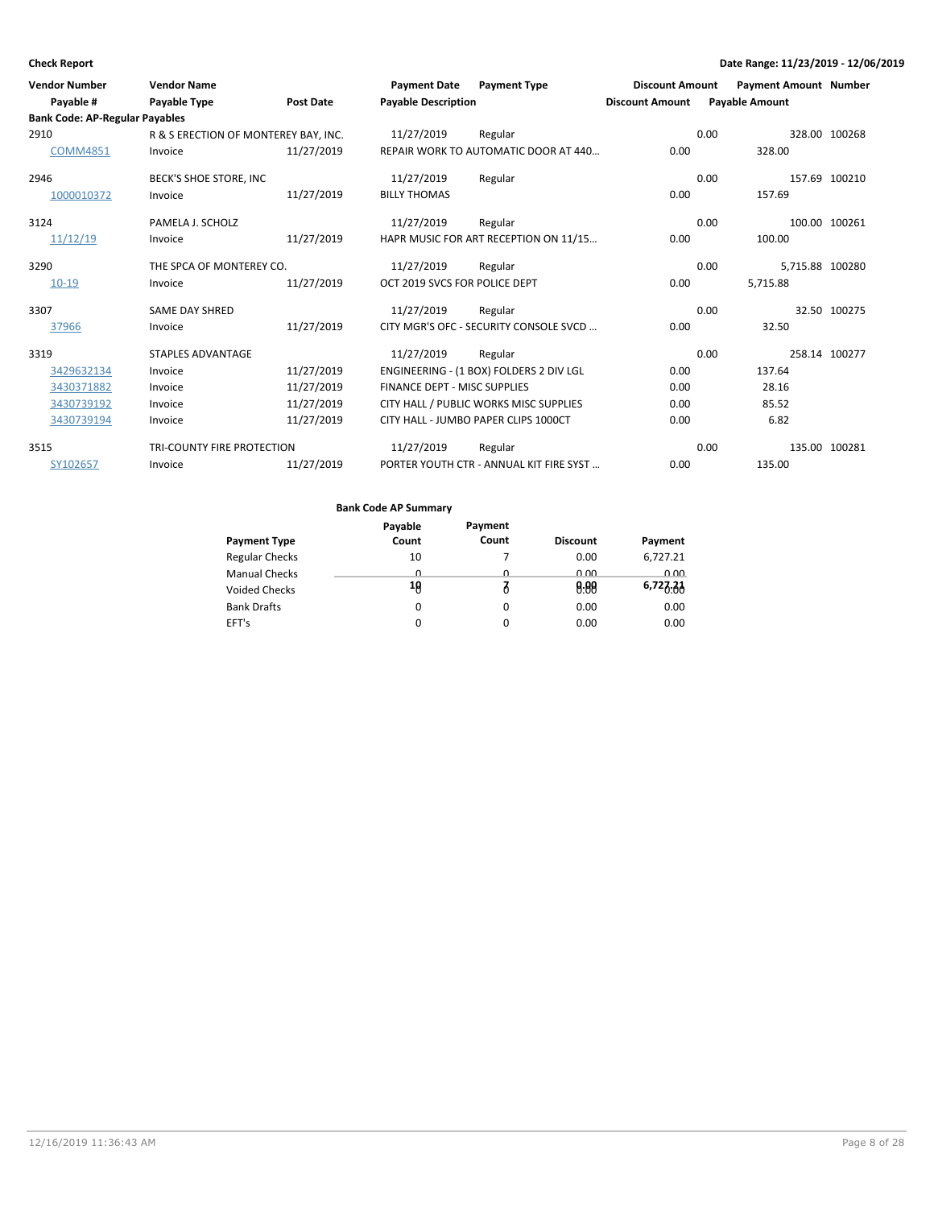| Vendor Number | Vendor Name | | Payment Date | Payment Type | Discount Amount | Payment Amount | Number |
|---|---|---|---|---|---|---|---|
| Payable # | Payable Type | Post Date | Payable Description | | Discount Amount | Payable Amount | |
| **Bank Code: AP-Regular Payables** | | | | | | | |
| 2910 | R & S ERECTION OF MONTEREY BAY, INC. | | 11/27/2019 | Regular | 0.00 | 328.00 | 100268 |
| COMM4851 | Invoice | 11/27/2019 | REPAIR WORK TO AUTOMATIC DOOR AT 440… | | 0.00 | 328.00 | |
| 2946 | BECK'S SHOE STORE, INC | | 11/27/2019 | Regular | 0.00 | 157.69 | 100210 |
| 1000010372 | Invoice | 11/27/2019 | BILLY THOMAS | | 0.00 | 157.69 | |
| 3124 | PAMELA J. SCHOLZ | | 11/27/2019 | Regular | 0.00 | 100.00 | 100261 |
| 11/12/19 | Invoice | 11/27/2019 | HAPR MUSIC FOR ART RECEPTION ON 11/15… | | 0.00 | 100.00 | |
| 3290 | THE SPCA OF MONTEREY CO. | | 11/27/2019 | Regular | 0.00 | 5,715.88 | 100280 |
| 10-19 | Invoice | 11/27/2019 | OCT 2019 SVCS FOR POLICE DEPT | | 0.00 | 5,715.88 | |
| 3307 | SAME DAY SHRED | | 11/27/2019 | Regular | 0.00 | 32.50 | 100275 |
| 37966 | Invoice | 11/27/2019 | CITY MGR'S OFC - SECURITY CONSOLE SVCD … | | 0.00 | 32.50 | |
| 3319 | STAPLES ADVANTAGE | | 11/27/2019 | Regular | 0.00 | 258.14 | 100277 |
| 3429632134 | Invoice | 11/27/2019 | ENGINEERING - (1 BOX) FOLDERS 2 DIV LGL | | 0.00 | 137.64 | |
| 3430371882 | Invoice | 11/27/2019 | FINANCE DEPT - MISC SUPPLIES | | 0.00 | 28.16 | |
| 3430739192 | Invoice | 11/27/2019 | CITY HALL / PUBLIC WORKS MISC SUPPLIES | | 0.00 | 85.52 | |
| 3430739194 | Invoice | 11/27/2019 | CITY HALL - JUMBO PAPER CLIPS 1000CT | | 0.00 | 6.82 | |
| 3515 | TRI-COUNTY FIRE PROTECTION | | 11/27/2019 | Regular | 0.00 | 135.00 | 100281 |
| SY102657 | Invoice | 11/27/2019 | PORTER YOUTH CTR - ANNUAL KIT FIRE SYST … | | 0.00 | 135.00 | |

**Bank Code AP Summary**

| Payment Type | Payable Count | Payment Count | Discount | Payment |
|---|---|---|---|---|
| Regular Checks | 10 | 7 | 0.00 | 6,727.21 |
| Manual Checks | 0 | 0 | 0.00 | 0.00 |
| Voided Checks | 0 | 0 | 0.00 | 0.00 |
| Bank Drafts | 0 | 0 | 0.00 | 0.00 |
| EFT's | 0 | 0 | 0.00 | 0.00 |
| | **10** | **7** | **0.00** | **6,727.21** |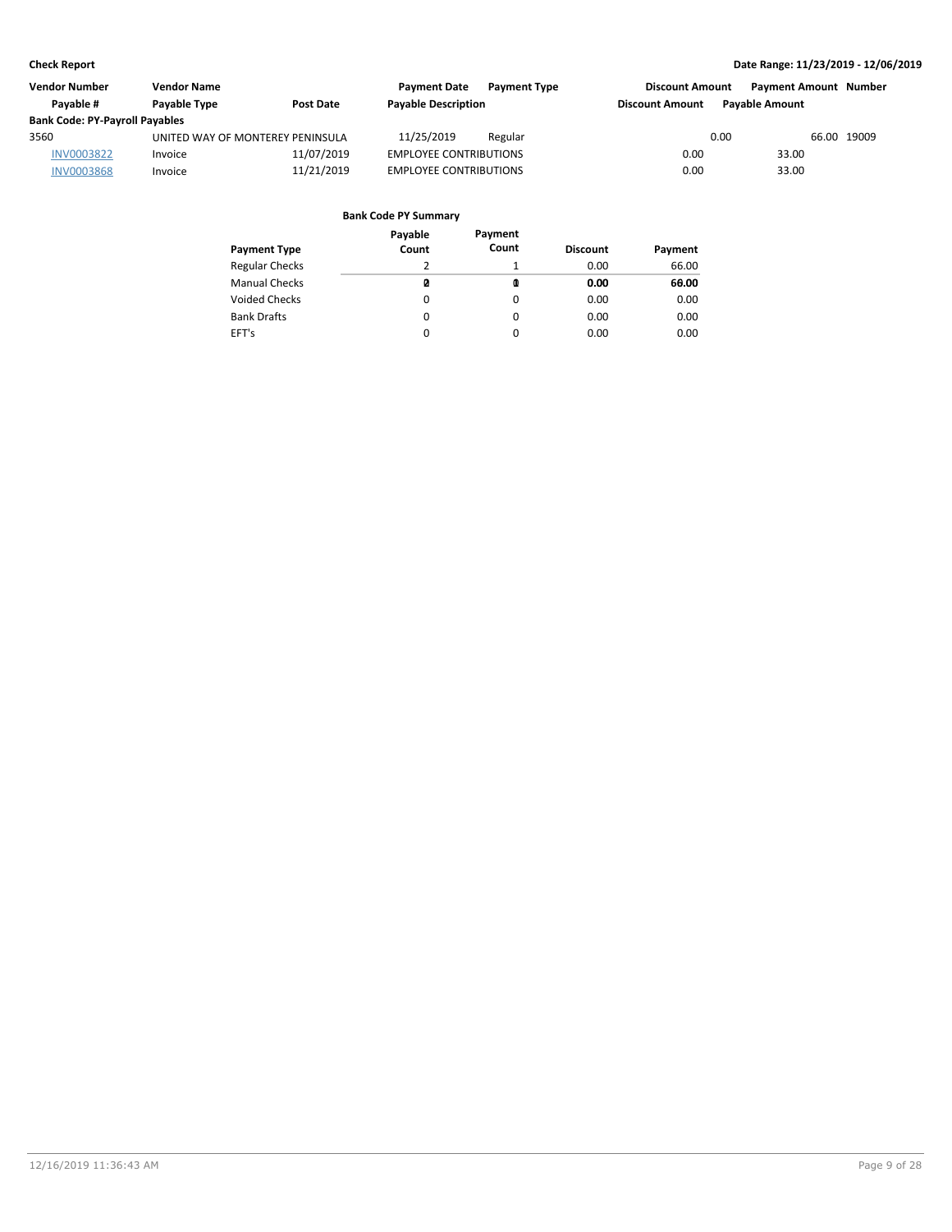| Vendor Number | Vendor Name | | Payment Date | Payment Type | Discount Amount | Payment Amount | Number |
|---|---|---|---|---|---|---|---|
| **Payable #** | **Payable Type** | **Post Date** | **Payable Description** | | **Discount Amount** | **Payable Amount** | |
| **Bank Code: PY-Payroll Payables** | | | | | | | |
| 3560 | UNITED WAY OF MONTEREY PENINSULA | | 11/25/2019 | Regular | 0.00 | 66.00 | 19009 |
| INV0003822 | Invoice | 11/07/2019 | EMPLOYEE CONTRIBUTIONS | | 0.00 | 33.00 | |
| INV0003868 | Invoice | 11/21/2019 | EMPLOYEE CONTRIBUTIONS | | 0.00 | 33.00 | |

**Bank Code PY Summary**

| Payment Type | Payable Count | Payment Count | Discount | Payment |
|---|---|---|---|---|
| Regular Checks | 2 | 1 | 0.00 | 66.00 |
| Manual Checks | 0 | 0 | 0.00 | 0.00 |
| Voided Checks | 0 | 0 | 0.00 | 0.00 |
| Bank Drafts | 0 | 0 | 0.00 | 0.00 |
| EFT's | 0 | 0 | 0.00 | 0.00 |
| | **2** | **1** | **0.00** | **66.00** |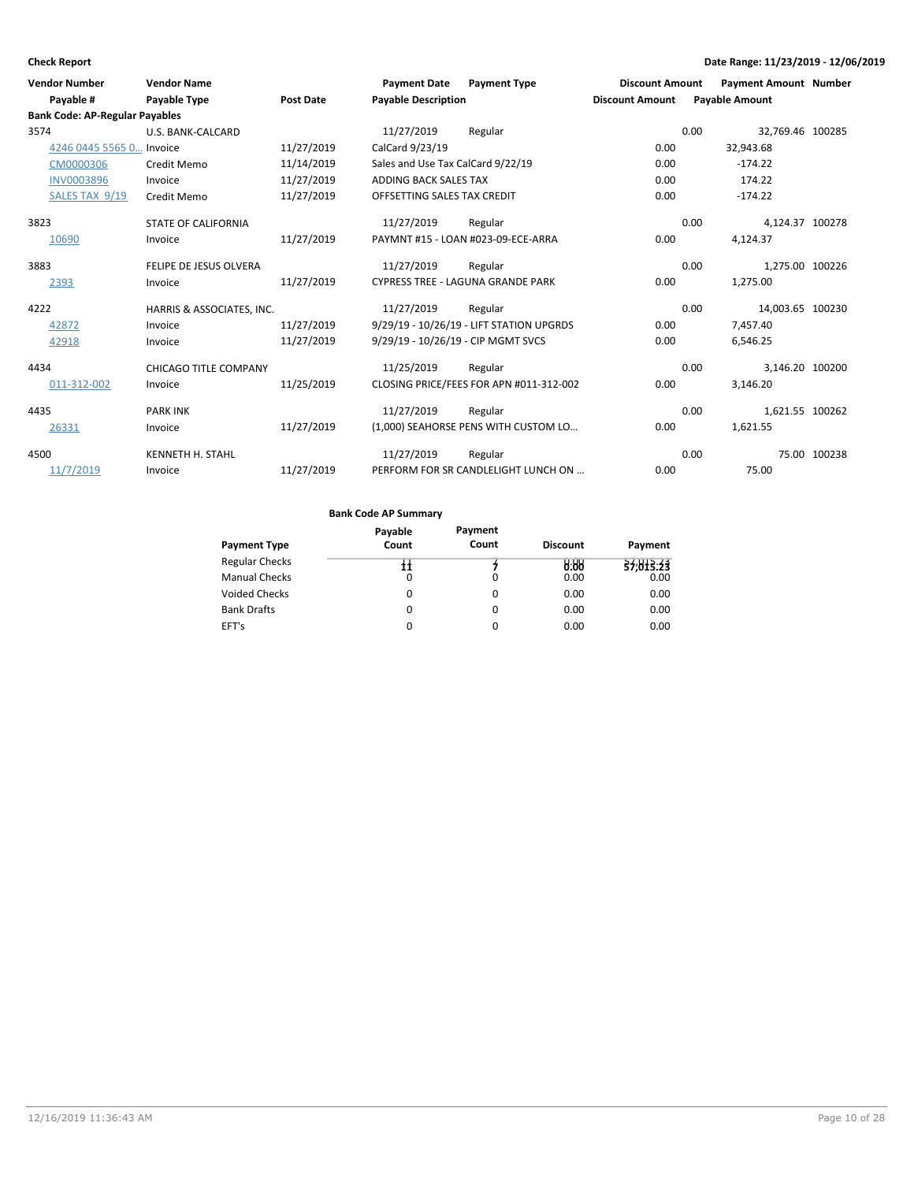**Check Report** **Date Range: 11/23/2019 - 12/06/2019**

| Vendor Number | Vendor Name | | Payment Date | Payment Type | Discount Amount | Payment Amount | Number |
|---|---|---|---|---|---|---|---|
| Payable # | Payable Type | Post Date | Payable Description | | Discount Amount | Payable Amount | |
| **Bank Code: AP-Regular Payables** | | | | | | | |
| 3574 | U.S. BANK-CALCARD | | 11/27/2019 | Regular | 0.00 | 32,769.46 | 100285 |
| 4246 0445 5565 0... | Invoice | 11/27/2019 | CalCard 9/23/19 | | 0.00 | 32,943.68 | |
| CM0000306 | Credit Memo | 11/14/2019 | Sales and Use Tax CalCard 9/22/19 | | 0.00 | -174.22 | |
| INV0003896 | Invoice | 11/27/2019 | ADDING BACK SALES TAX | | 0.00 | 174.22 | |
| SALES TAX 9/19 | Credit Memo | 11/27/2019 | OFFSETTING SALES TAX CREDIT | | 0.00 | -174.22 | |
| 3823 | STATE OF CALIFORNIA | | 11/27/2019 | Regular | 0.00 | 4,124.37 | 100278 |
| 10690 | Invoice | 11/27/2019 | PAYMNT #15 - LOAN #023-09-ECE-ARRA | | 0.00 | 4,124.37 | |
| 3883 | FELIPE DE JESUS OLVERA | | 11/27/2019 | Regular | 0.00 | 1,275.00 | 100226 |
| 2393 | Invoice | 11/27/2019 | CYPRESS TREE - LAGUNA GRANDE PARK | | 0.00 | 1,275.00 | |
| 4222 | HARRIS & ASSOCIATES, INC. | | 11/27/2019 | Regular | 0.00 | 14,003.65 | 100230 |
| 42872 | Invoice | 11/27/2019 | 9/29/19 - 10/26/19 - LIFT STATION UPGRDS | | 0.00 | 7,457.40 | |
| 42918 | Invoice | 11/27/2019 | 9/29/19 - 10/26/19 - CIP MGMT SVCS | | 0.00 | 6,546.25 | |
| 4434 | CHICAGO TITLE COMPANY | | 11/25/2019 | Regular | 0.00 | 3,146.20 | 100200 |
| 011-312-002 | Invoice | 11/25/2019 | CLOSING PRICE/FEES FOR APN #011-312-002 | | 0.00 | 3,146.20 | |
| 4435 | PARK INK | | 11/27/2019 | Regular | 0.00 | 1,621.55 | 100262 |
| 26331 | Invoice | 11/27/2019 | (1,000) SEAHORSE PENS WITH CUSTOM LO... | | 0.00 | 1,621.55 | |
| 4500 | KENNETH H. STAHL | | 11/27/2019 | Regular | 0.00 | 75.00 | 100238 |
| 11/7/2019 | Invoice | 11/27/2019 | PERFORM FOR SR CANDLELIGHT LUNCH ON ... | | 0.00 | 75.00 | |

**Bank Code AP Summary**

| Payment Type | Payable Count | Payment Count | Discount | Payment |
|---|---|---|---|---|
| Regular Checks | 11 | 7 | 0.00 | 57,015.23 |
| Manual Checks | 0 | 0 | 0.00 | 0.00 |
| Voided Checks | 0 | 0 | 0.00 | 0.00 |
| Bank Drafts | 0 | 0 | 0.00 | 0.00 |
| EFT's | 0 | 0 | 0.00 | 0.00 |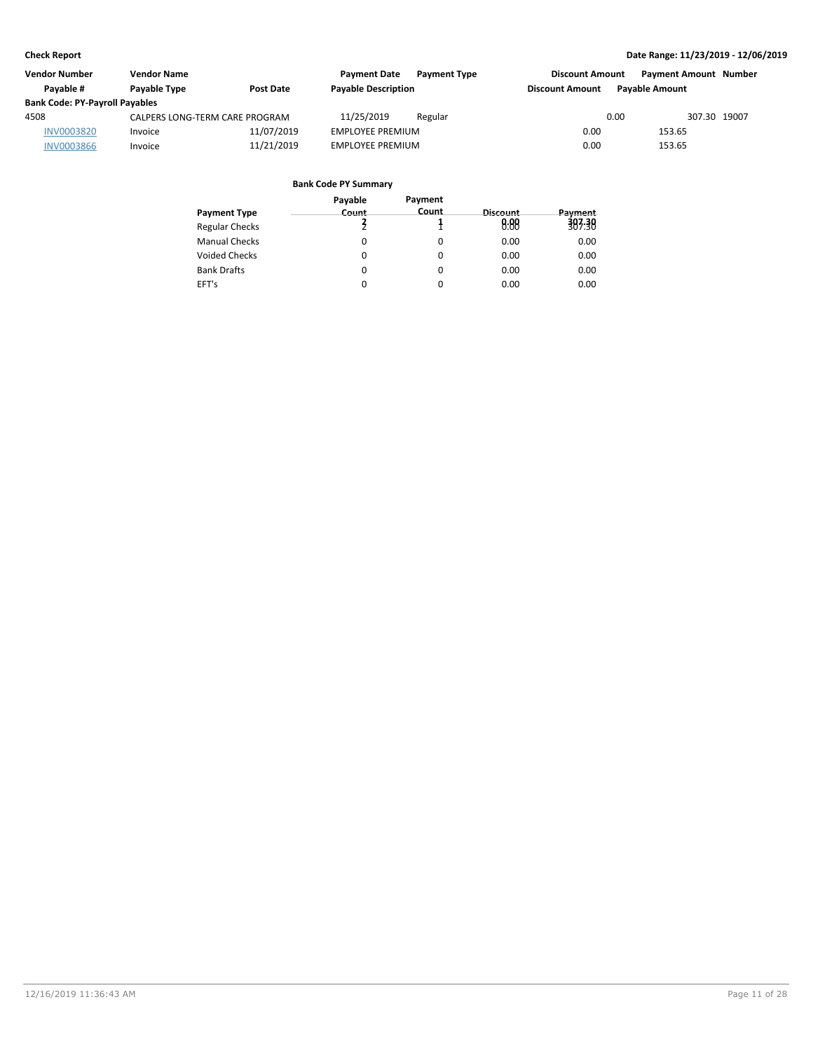**Check Report** — Date Range: 11/23/2019 - 12/06/2019

| Vendor Number | Vendor Name | | Payment Date | Payment Type | Discount Amount | Payment Amount | Number |
|---|---|---|---|---|---|---|---|
| Payable # | Payable Type | Post Date | Payable Description | | Discount Amount | Payable Amount | |
| **Bank Code: PY-Payroll Payables** | | | | | | | |
| 4508 | CALPERS LONG-TERM CARE PROGRAM | | 11/25/2019 | Regular | 0.00 | 307.30 | 19007 |
| INV0003820 | Invoice | 11/07/2019 | EMPLOYEE PREMIUM | | 0.00 | 153.65 | |
| INV0003866 | Invoice | 11/21/2019 | EMPLOYEE PREMIUM | | 0.00 | 153.65 | |

**Bank Code PY Summary**

| Payment Type | Payable Count | Payment Count | Discount | Payment |
|---|---|---|---|---|
| Regular Checks | 2 | 1 | 0.00 | 307.30 |
| Manual Checks | 0 | 0 | 0.00 | 0.00 |
| Voided Checks | 0 | 0 | 0.00 | 0.00 |
| Bank Drafts | 0 | 0 | 0.00 | 0.00 |
| EFT's | 0 | 0 | 0.00 | 0.00 |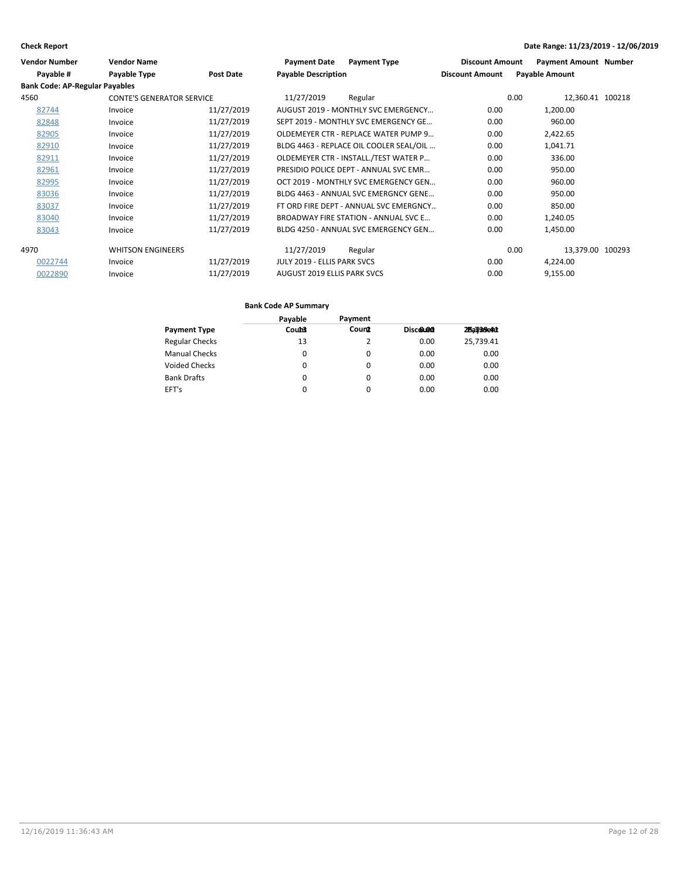**Check Report**

**Date Range: 11/23/2019 - 12/06/2019**

| Vendor Number | Vendor Name | | Payment Date | Payment Type | Discount Amount | Payment Amount | Number |
|---|---|---|---|---|---|---|---|
| Payable # | Payable Type | Post Date | Payable Description | | Discount Amount | Payable Amount | |
| **Bank Code: AP-Regular Payables** | | | | | | | |
| 4560 | CONTE'S GENERATOR SERVICE | | 11/27/2019 | Regular | 0.00 | 12,360.41 | 100218 |
| 82744 | Invoice | 11/27/2019 | AUGUST 2019 - MONTHLY SVC EMERGENCY… | | 0.00 | 1,200.00 | |
| 82848 | Invoice | 11/27/2019 | SEPT 2019 - MONTHLY SVC EMERGENCY GE… | | 0.00 | 960.00 | |
| 82905 | Invoice | 11/27/2019 | OLDEMEYER CTR - REPLACE WATER PUMP 9… | | 0.00 | 2,422.65 | |
| 82910 | Invoice | 11/27/2019 | BLDG 4463 - REPLACE OIL COOLER SEAL/OIL … | | 0.00 | 1,041.71 | |
| 82911 | Invoice | 11/27/2019 | OLDEMEYER CTR - INSTALL./TEST WATER P… | | 0.00 | 336.00 | |
| 82961 | Invoice | 11/27/2019 | PRESIDIO POLICE DEPT - ANNUAL SVC EMR… | | 0.00 | 950.00 | |
| 82995 | Invoice | 11/27/2019 | OCT 2019 - MONTHLY SVC EMERGENCY GEN… | | 0.00 | 960.00 | |
| 83036 | Invoice | 11/27/2019 | BLDG 4463 - ANNUAL SVC EMERGNCY GENE… | | 0.00 | 950.00 | |
| 83037 | Invoice | 11/27/2019 | FT ORD FIRE DEPT - ANNUAL SVC EMERGNCY… | | 0.00 | 850.00 | |
| 83040 | Invoice | 11/27/2019 | BROADWAY FIRE STATION - ANNUAL SVC E… | | 0.00 | 1,240.05 | |
| 83043 | Invoice | 11/27/2019 | BLDG 4250 - ANNUAL SVC EMERGENCY GEN… | | 0.00 | 1,450.00 | |
| 4970 | WHITSON ENGINEERS | | 11/27/2019 | Regular | 0.00 | 13,379.00 | 100293 |
| 0022744 | Invoice | 11/27/2019 | JULY 2019 - ELLIS PARK SVCS | | 0.00 | 4,224.00 | |
| 0022890 | Invoice | 11/27/2019 | AUGUST 2019 ELLIS PARK SVCS | | 0.00 | 9,155.00 | |

**Bank Code AP Summary**

| Payment Type | Payable Count | Payment Count | Discount | Payment |
|---|---|---|---|---|
| Regular Checks | 13 | 2 | 0.00 | 25,739.41 |
| Manual Checks | 0 | 0 | 0.00 | 0.00 |
| Voided Checks | 0 | 0 | 0.00 | 0.00 |
| Bank Drafts | 0 | 0 | 0.00 | 0.00 |
| EFT's | 0 | 0 | 0.00 | 0.00 |
| | 13 | 2 | 0.00 | 25,739.41 |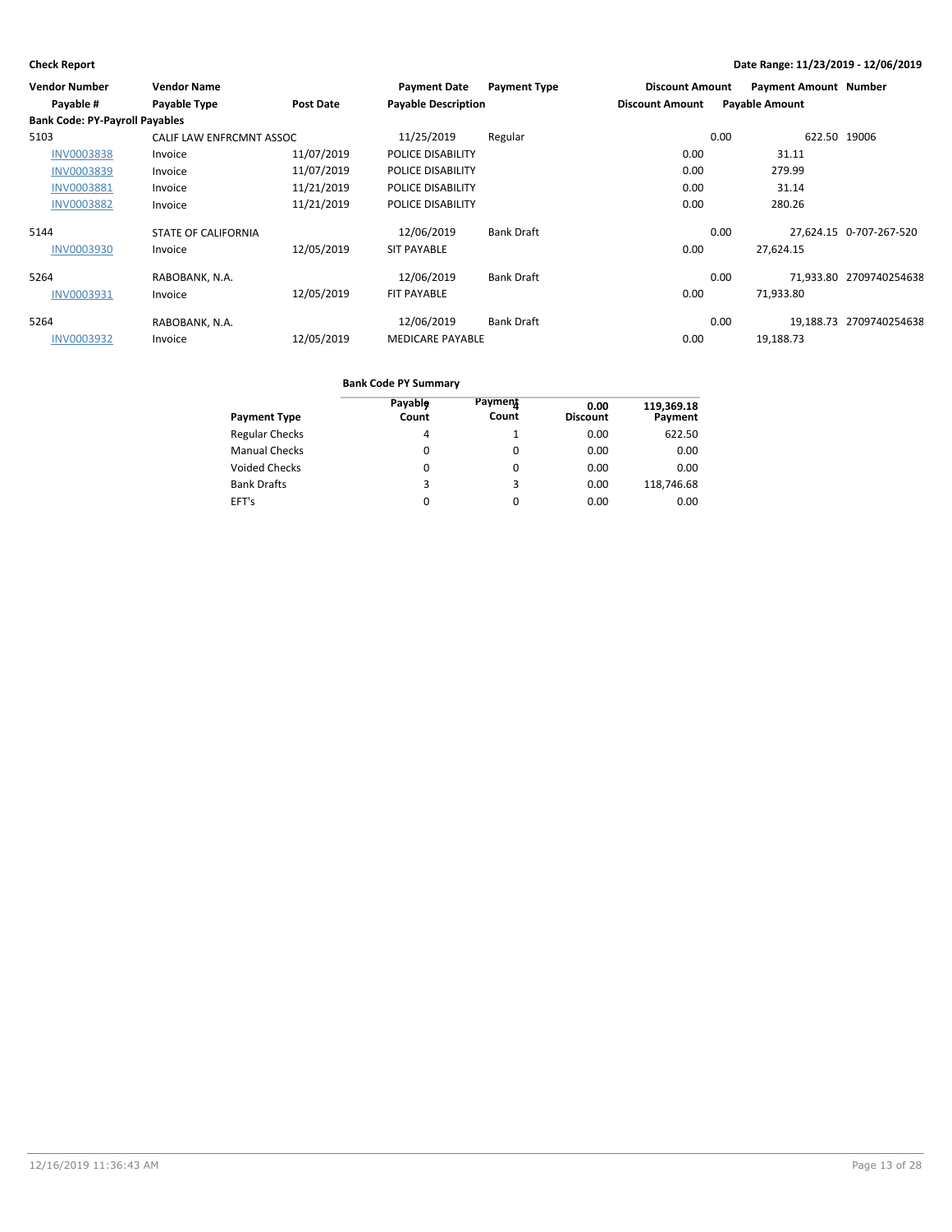**Check Report** — Date Range: 11/23/2019 - 12/06/2019

| Vendor Number | Vendor Name | | Payment Date | Payment Type | Discount Amount | Payment Amount | Number |
|---|---|---|---|---|---|---|---|
| Payable # | Payable Type | Post Date | Payable Description | | Discount Amount | Payable Amount | |
| **Bank Code: PY-Payroll Payables** | | | | | | | |
| 5103 | CALIF LAW ENFRCMNT ASSOC | | 11/25/2019 | Regular | 0.00 | 622.50 | 19006 |
| INV0003838 | Invoice | 11/07/2019 | POLICE DISABILITY | | 0.00 | 31.11 | |
| INV0003839 | Invoice | 11/07/2019 | POLICE DISABILITY | | 0.00 | 279.99 | |
| INV0003881 | Invoice | 11/21/2019 | POLICE DISABILITY | | 0.00 | 31.14 | |
| INV0003882 | Invoice | 11/21/2019 | POLICE DISABILITY | | 0.00 | 280.26 | |
| 5144 | STATE OF CALIFORNIA | | 12/06/2019 | Bank Draft | 0.00 | 27,624.15 | 0-707-267-520 |
| INV0003930 | Invoice | 12/05/2019 | SIT PAYABLE | | 0.00 | 27,624.15 | |
| 5264 | RABOBANK, N.A. | | 12/06/2019 | Bank Draft | 0.00 | 71,933.80 | 2709740254638 |
| INV0003931 | Invoice | 12/05/2019 | FIT PAYABLE | | 0.00 | 71,933.80 | |
| 5264 | RABOBANK, N.A. | | 12/06/2019 | Bank Draft | 0.00 | 19,188.73 | 2709740254638 |
| INV0003932 | Invoice | 12/05/2019 | MEDICARE PAYABLE | | 0.00 | 19,188.73 | |

**Bank Code PY Summary**

| Payment Type | Payable Count | Payment Count | Discount | Payment |
|---|---|---|---|---|
| | 7 | 4 | 0.00 | 119,369.18 |
| Regular Checks | 4 | 1 | 0.00 | 622.50 |
| Manual Checks | 0 | 0 | 0.00 | 0.00 |
| Voided Checks | 0 | 0 | 0.00 | 0.00 |
| Bank Drafts | 3 | 3 | 0.00 | 118,746.68 |
| EFT's | 0 | 0 | 0.00 | 0.00 |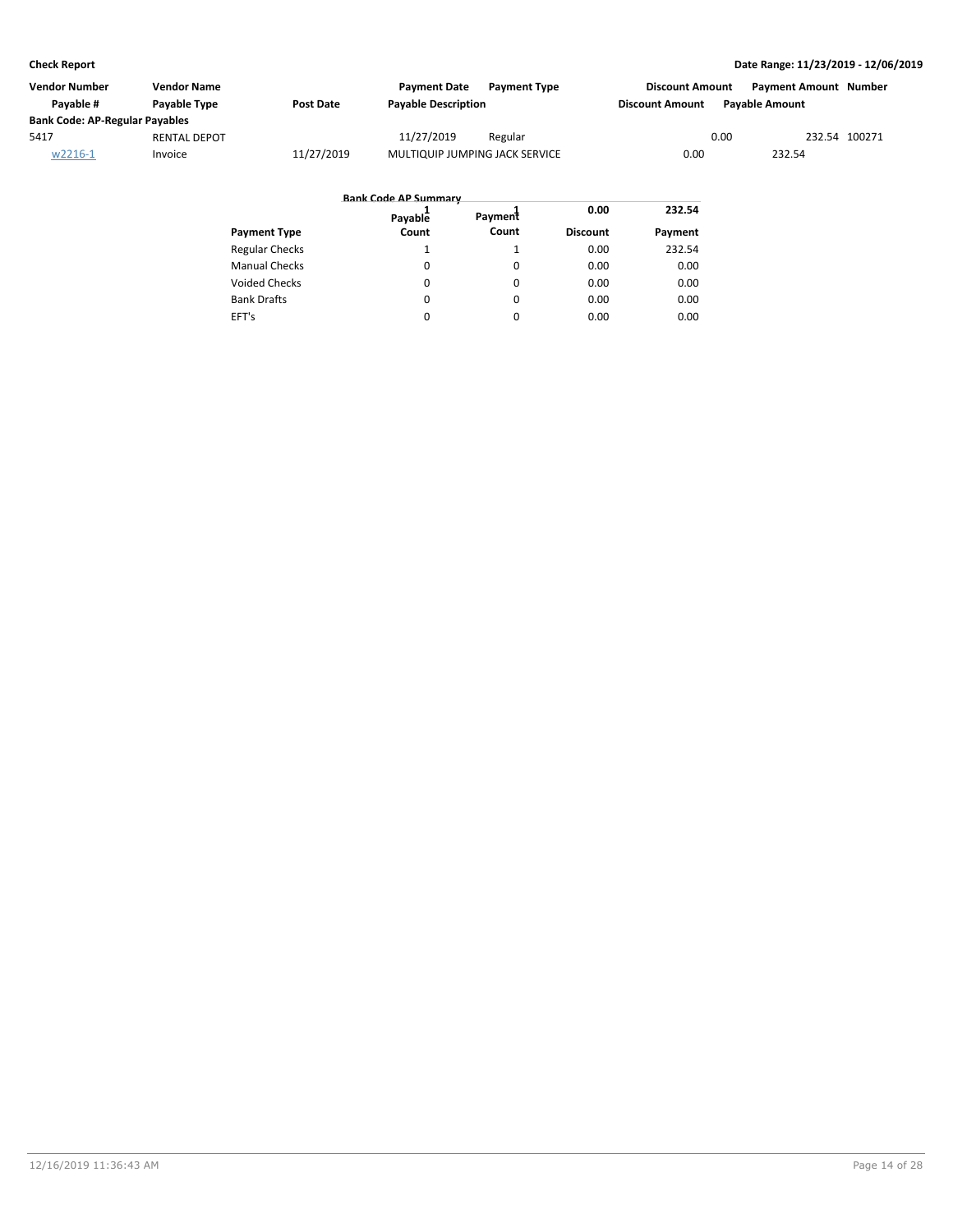**Check Report**

**Date Range: 11/23/2019 - 12/06/2019**

| Vendor Number | Vendor Name | | Payment Date | Payment Type | Discount Amount | Payment Amount | Number |
|---|---|---|---|---|---|---|---|
| Payable # | Payable Type | Post Date | Payable Description | | Discount Amount | Payable Amount | |
| **Bank Code: AP-Regular Payables** | | | | | | | |
| 5417 | RENTAL DEPOT | | 11/27/2019 | Regular | 0.00 | 232.54 | 100271 |
| w2216-1 | Invoice | 11/27/2019 | MULTIQUIP JUMPING JACK SERVICE | | 0.00 | 232.54 | |

**Bank Code AP Summary**

| Payment Type | Payable Count | Payment Count | Discount | Payment |
|---|---|---|---|---|
| Regular Checks | 1 | 1 | 0.00 | 232.54 |
| Manual Checks | 0 | 0 | 0.00 | 0.00 |
| Voided Checks | 0 | 0 | 0.00 | 0.00 |
| Bank Drafts | 0 | 0 | 0.00 | 0.00 |
| EFT's | 0 | 0 | 0.00 | 0.00 |
| | 1 | 1 | 0.00 | 232.54 |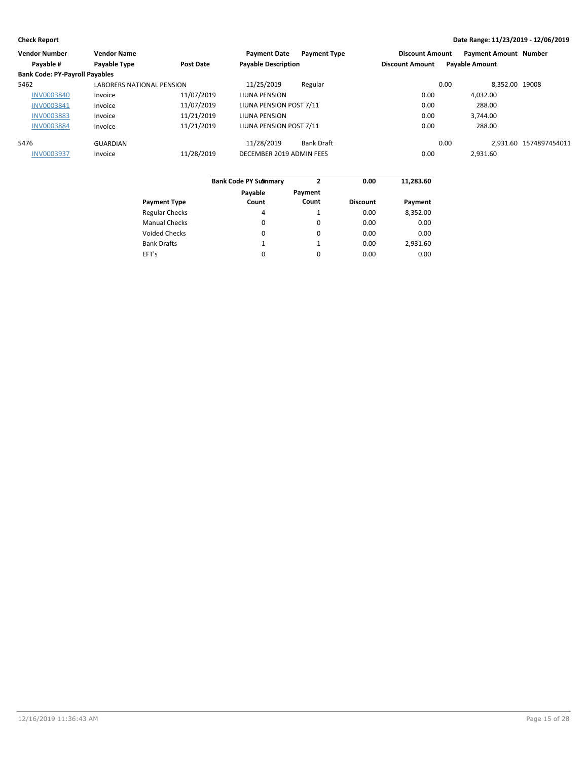**Check Report** | **Date Range: 11/23/2019 - 12/06/2019**

| Vendor Number | Vendor Name | | Payment Date | Payment Type | Discount Amount | Payment Amount | Number |
|---|---|---|---|---|---|---|---|
| Payable # | Payable Type | Post Date | Payable Description | | Discount Amount | Payable Amount | |
| **Bank Code: PY-Payroll Payables** | | | | | | | |
| 5462 | LABORERS NATIONAL PENSION | | 11/25/2019 | Regular | 0.00 | 8,352.00 | 19008 |
| INV0003840 | Invoice | 11/07/2019 | LIUNA PENSION | | 0.00 | 4,032.00 | |
| INV0003841 | Invoice | 11/07/2019 | LIUNA PENSION POST 7/11 | | 0.00 | 288.00 | |
| INV0003883 | Invoice | 11/21/2019 | LIUNA PENSION | | 0.00 | 3,744.00 | |
| INV0003884 | Invoice | 11/21/2019 | LIUNA PENSION POST 7/11 | | 0.00 | 288.00 | |
| 5476 | GUARDIAN | | 11/28/2019 | Bank Draft | 0.00 | 2,931.60 | 1574897454011 |
| INV0003937 | Invoice | 11/28/2019 | DECEMBER 2019 ADMIN FEES | | 0.00 | 2,931.60 | |

| Bank Code PY Summary | 5 | 2 | 0.00 | 11,283.60 |
|---|---|---|---|---|
| **Payment Type** | **Payable Count** | **Payment Count** | **Discount** | **Payment** |
| Regular Checks | 4 | 1 | 0.00 | 8,352.00 |
| Manual Checks | 0 | 0 | 0.00 | 0.00 |
| Voided Checks | 0 | 0 | 0.00 | 0.00 |
| Bank Drafts | 1 | 1 | 0.00 | 2,931.60 |
| EFT's | 0 | 0 | 0.00 | 0.00 |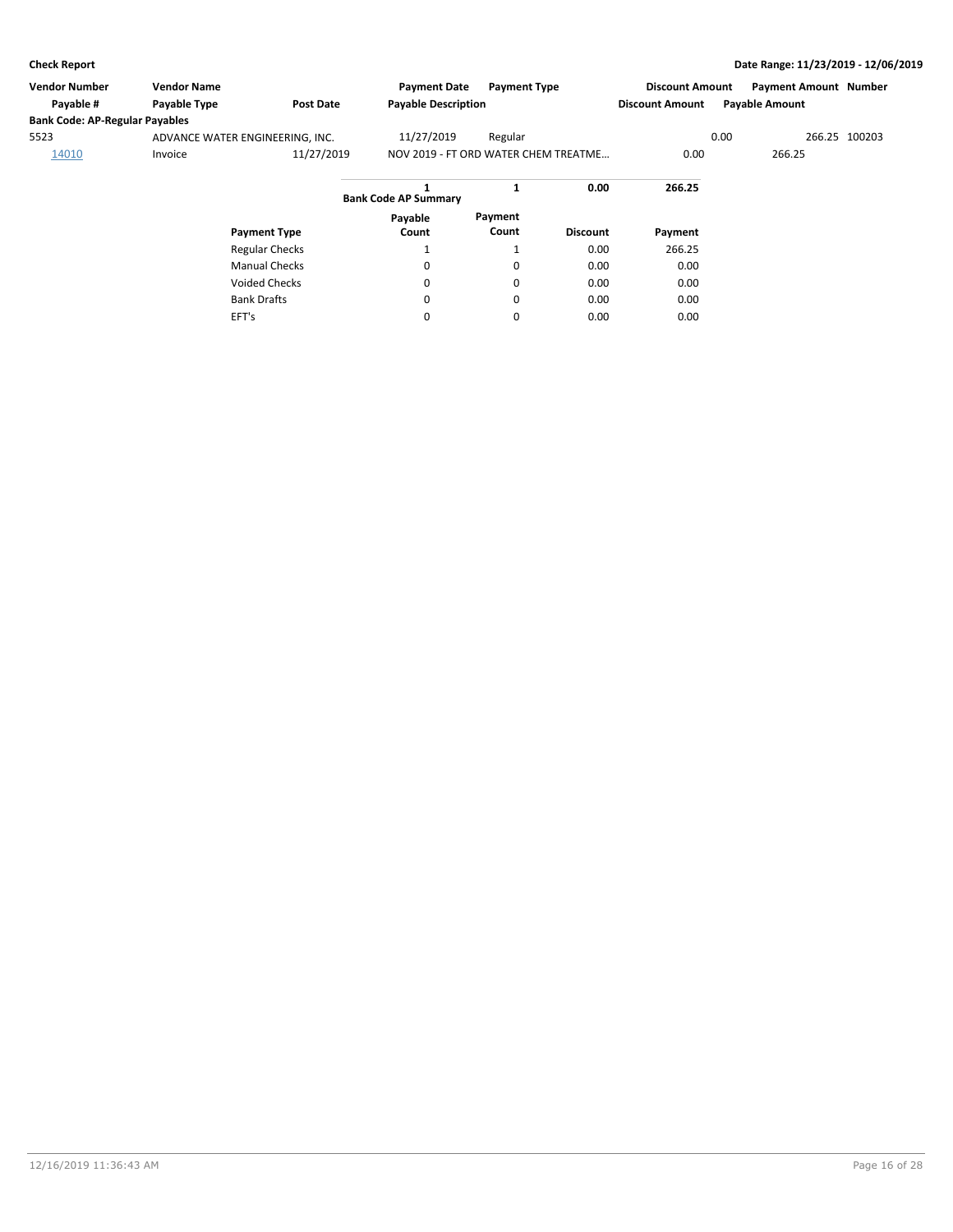**Check Report**

**Date Range: 11/23/2019 - 12/06/2019**

| Vendor Number | Vendor Name | | Payment Date | Payment Type | Discount Amount | Payment Amount | Number |
|---|---|---|---|---|---|---|---|
| Payable # | Payable Type | Post Date | Payable Description | | Discount Amount | Payable Amount | |
| **Bank Code: AP-Regular Payables** | | | | | | | |
| 5523 | ADVANCE WATER ENGINEERING, INC. | | 11/27/2019 | Regular | 0.00 | 266.25 | 100203 |
| 14010 | Invoice | 11/27/2019 | NOV 2019 - FT ORD WATER CHEM TREATME… | | 0.00 | 266.25 | |

**Bank Code AP Summary**

| Payment Type | Payable Count | Payment Count | Discount | Payment |
|---|---|---|---|---|
| Regular Checks | 1 | 1 | 0.00 | 266.25 |
| Manual Checks | 0 | 0 | 0.00 | 0.00 |
| Voided Checks | 0 | 0 | 0.00 | 0.00 |
| Bank Drafts | 0 | 0 | 0.00 | 0.00 |
| EFT's | 0 | 0 | 0.00 | 0.00 |
| | **1** | **1** | **0.00** | **266.25** |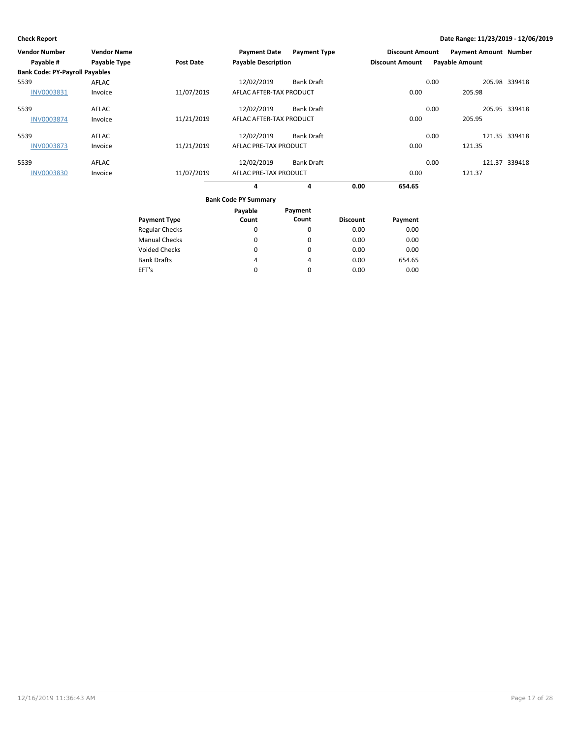**Check Report** | **Date Range: 11/23/2019 - 12/06/2019**

| Vendor Number<br>Payable # | Vendor Name<br>Payable Type | Post Date | Payment Date<br>Payable Description | Payment Type | Discount Amount<br>Discount Amount | Payment Amount<br>Payable Amount | Number |
|---|---|---|---|---|---|---|---|
| **Bank Code: PY-Payroll Payables** | | | | | | | |
| 5539 | AFLAC | | 12/02/2019 | Bank Draft | 0.00 | 205.98 | 339418 |
| INV0003831 | Invoice | 11/07/2019 | AFLAC AFTER-TAX PRODUCT | | 0.00 | 205.98 | |
| 5539 | AFLAC | | 12/02/2019 | Bank Draft | 0.00 | 205.95 | 339418 |
| INV0003874 | Invoice | 11/21/2019 | AFLAC AFTER-TAX PRODUCT | | 0.00 | 205.95 | |
| 5539 | AFLAC | | 12/02/2019 | Bank Draft | 0.00 | 121.35 | 339418 |
| INV0003873 | Invoice | 11/21/2019 | AFLAC PRE-TAX PRODUCT | | 0.00 | 121.35 | |
| 5539 | AFLAC | | 12/02/2019 | Bank Draft | 0.00 | 121.37 | 339418 |
| INV0003830 | Invoice | 11/07/2019 | AFLAC PRE-TAX PRODUCT | | 0.00 | 121.37 | |

| | | | |
|---|---|---|---|
| **4** | **4** | **0.00** | **654.65** |

**Bank Code PY Summary**

| Payment Type | Payable Count | Payment Count | Discount | Payment |
|---|---|---|---|---|
| Regular Checks | 0 | 0 | 0.00 | 0.00 |
| Manual Checks | 0 | 0 | 0.00 | 0.00 |
| Voided Checks | 0 | 0 | 0.00 | 0.00 |
| Bank Drafts | 4 | 4 | 0.00 | 654.65 |
| EFT's | 0 | 0 | 0.00 | 0.00 |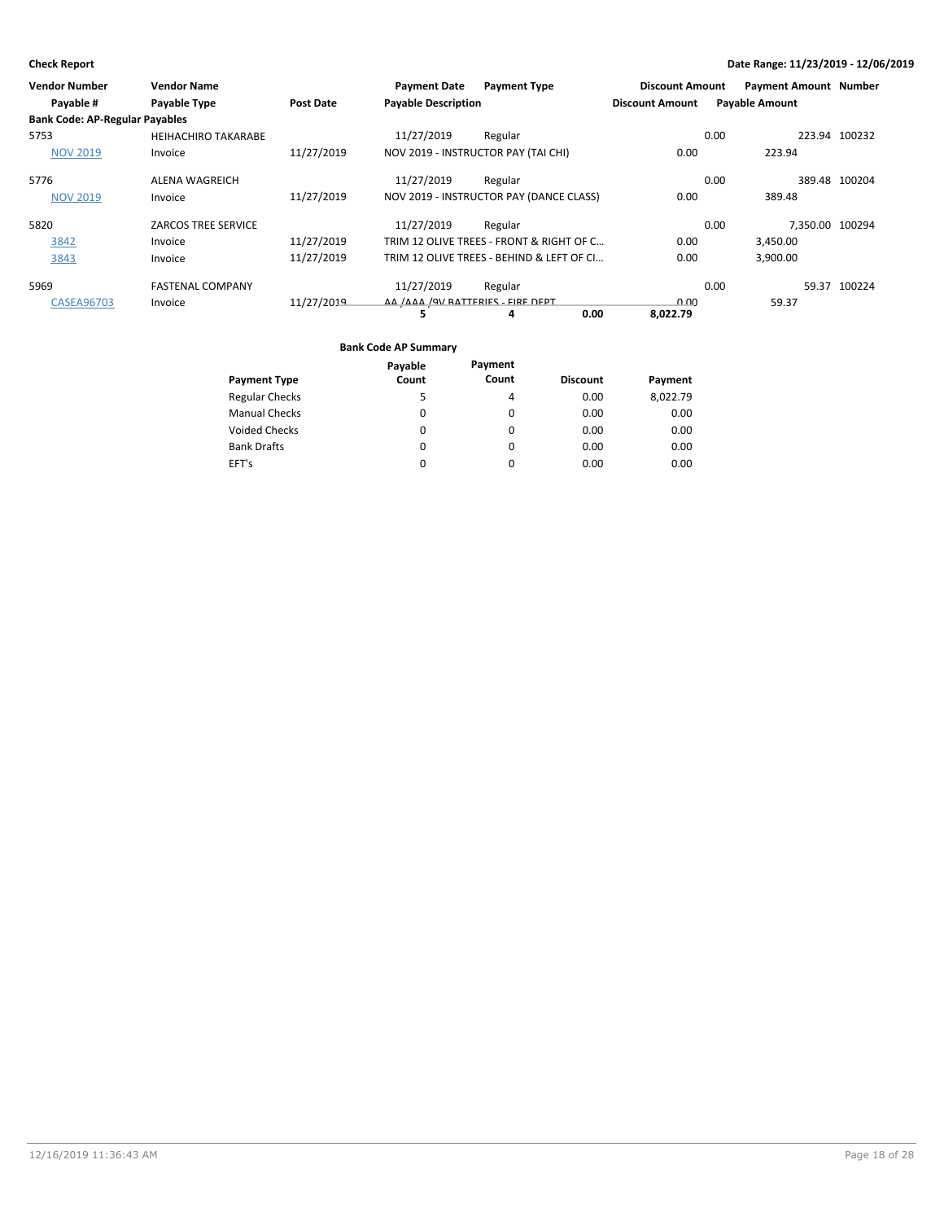**Check Report**

**Date Range: 11/23/2019 - 12/06/2019**

| Vendor Number | Vendor Name | | Payment Date | Payment Type | Discount Amount | Payment Amount | Number |
|---|---|---|---|---|---|---|---|
| Payable # | Payable Type | Post Date | Payable Description | | Discount Amount | Payable Amount | |
| **Bank Code: AP-Regular Payables** | | | | | | | |
| 5753 | HEIHACHIRO TAKARABE | | 11/27/2019 | Regular | 0.00 | 223.94 | 100232 |
| NOV 2019 | Invoice | 11/27/2019 | NOV 2019 - INSTRUCTOR PAY (TAI CHI) | | 0.00 | 223.94 | |
| 5776 | ALENA WAGREICH | | 11/27/2019 | Regular | 0.00 | 389.48 | 100204 |
| NOV 2019 | Invoice | 11/27/2019 | NOV 2019 - INSTRUCTOR PAY (DANCE CLASS) | | 0.00 | 389.48 | |
| 5820 | ZARCOS TREE SERVICE | | 11/27/2019 | Regular | 0.00 | 7,350.00 | 100294 |
| 3842 | Invoice | 11/27/2019 | TRIM 12 OLIVE TREES - FRONT & RIGHT OF C... | | 0.00 | 3,450.00 | |
| 3843 | Invoice | 11/27/2019 | TRIM 12 OLIVE TREES - BEHIND & LEFT OF CI... | | 0.00 | 3,900.00 | |
| 5969 | FASTENAL COMPANY | | 11/27/2019 | Regular | 0.00 | 59.37 | 100224 |
| CASEA96703 | Invoice | 11/27/2019 | AA /AAA /9V BATTERIES - FIRE DEPT | | 0.00 | 59.37 | |
| | | | 5 | 4 | 0.00 | 8,022.79 | |

**Bank Code AP Summary**

| Payment Type | Payable Count | Payment Count | Discount | Payment |
|---|---|---|---|---|
| Regular Checks | 5 | 4 | 0.00 | 8,022.79 |
| Manual Checks | 0 | 0 | 0.00 | 0.00 |
| Voided Checks | 0 | 0 | 0.00 | 0.00 |
| Bank Drafts | 0 | 0 | 0.00 | 0.00 |
| EFT's | 0 | 0 | 0.00 | 0.00 |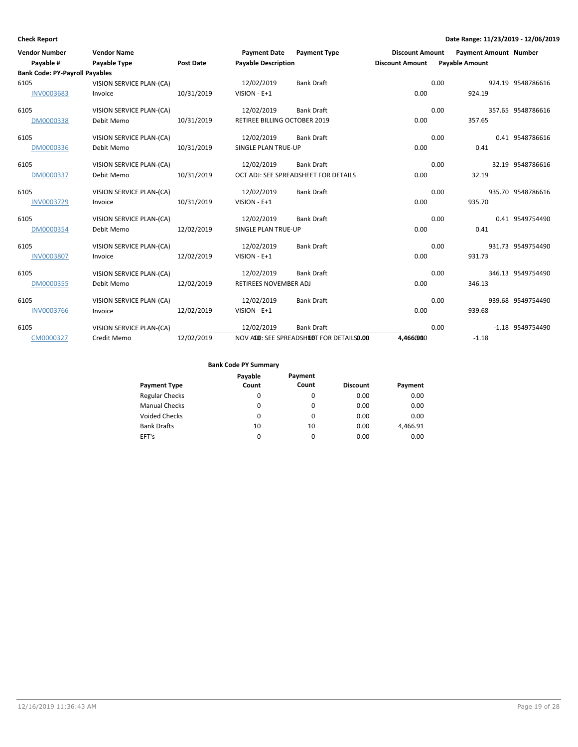**Check Report** — Date Range: 11/23/2019 - 12/06/2019

| Vendor Number / Payable # | Vendor Name / Payable Type | Post Date | Payment Date / Payable Description | Payment Type | Discount Amount | Payment Amount / Payable Amount | Number |
|---|---|---|---|---|---|---|---|
| **Bank Code: PY-Payroll Payables** | | | | | | | |
| 6105 | VISION SERVICE PLAN-(CA) | | 12/02/2019 | Bank Draft | 0.00 | 924.19 | 9548786616 |
| INV0003683 | Invoice | 10/31/2019 | VISION - E+1 | | 0.00 | 924.19 | |
| 6105 | VISION SERVICE PLAN-(CA) | | 12/02/2019 | Bank Draft | 0.00 | 357.65 | 9548786616 |
| DM0000338 | Debit Memo | 10/31/2019 | RETIREE BILLING OCTOBER 2019 | | 0.00 | 357.65 | |
| 6105 | VISION SERVICE PLAN-(CA) | | 12/02/2019 | Bank Draft | 0.00 | 0.41 | 9548786616 |
| DM0000336 | Debit Memo | 10/31/2019 | SINGLE PLAN TRUE-UP | | 0.00 | 0.41 | |
| 6105 | VISION SERVICE PLAN-(CA) | | 12/02/2019 | Bank Draft | 0.00 | 32.19 | 9548786616 |
| DM0000337 | Debit Memo | 10/31/2019 | OCT ADJ: SEE SPREADSHEET FOR DETAILS | | 0.00 | 32.19 | |
| 6105 | VISION SERVICE PLAN-(CA) | | 12/02/2019 | Bank Draft | 0.00 | 935.70 | 9548786616 |
| INV0003729 | Invoice | 10/31/2019 | VISION - E+1 | | 0.00 | 935.70 | |
| 6105 | VISION SERVICE PLAN-(CA) | | 12/02/2019 | Bank Draft | 0.00 | 0.41 | 9549754490 |
| DM0000354 | Debit Memo | 12/02/2019 | SINGLE PLAN TRUE-UP | | 0.00 | 0.41 | |
| 6105 | VISION SERVICE PLAN-(CA) | | 12/02/2019 | Bank Draft | 0.00 | 931.73 | 9549754490 |
| INV0003807 | Invoice | 12/02/2019 | VISION - E+1 | | 0.00 | 931.73 | |
| 6105 | VISION SERVICE PLAN-(CA) | | 12/02/2019 | Bank Draft | 0.00 | 346.13 | 9549754490 |
| DM0000355 | Debit Memo | 12/02/2019 | RETIREES NOVEMBER ADJ | | 0.00 | 346.13 | |
| 6105 | VISION SERVICE PLAN-(CA) | | 12/02/2019 | Bank Draft | 0.00 | 939.68 | 9549754490 |
| INV0003766 | Invoice | 12/02/2019 | VISION - E+1 | | 0.00 | 939.68 | |
| 6105 | VISION SERVICE PLAN-(CA) | | 12/02/2019 | Bank Draft | 0.00 | -1.18 | 9549754490 |
| CM0000327 | Credit Memo | 12/02/2019 | NOV ADJ: SEE SPREADSHEET FOR DETAILS | | 0.00 | -1.18 | |
| | | | **Bank Code PY Totals: 10 / 10** | | **0.00** | **4,466.91** | |

**Bank Code PY Summary**

| Payment Type | Payable Count | Payment Count | Discount | Payment |
|---|---|---|---|---|
| Regular Checks | 0 | 0 | 0.00 | 0.00 |
| Manual Checks | 0 | 0 | 0.00 | 0.00 |
| Voided Checks | 0 | 0 | 0.00 | 0.00 |
| Bank Drafts | 10 | 10 | 0.00 | 4,466.91 |
| EFT's | 0 | 0 | 0.00 | 0.00 |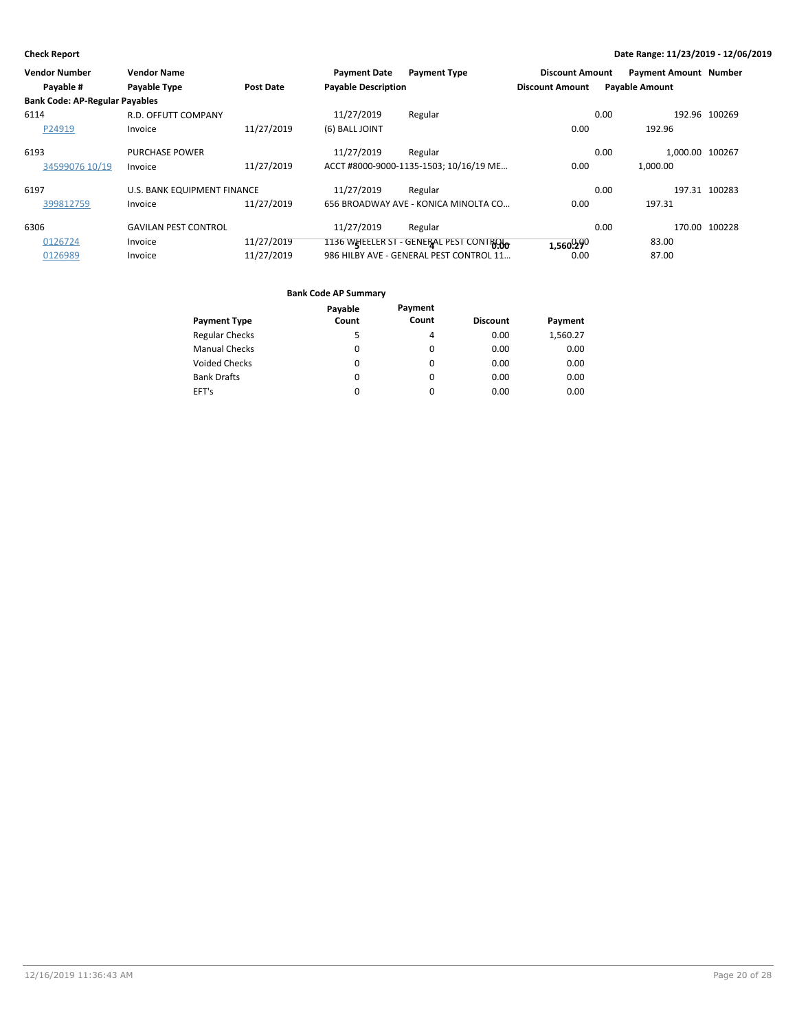**Check Report**

**Date Range: 11/23/2019 - 12/06/2019**

| Vendor Number | Vendor Name | | Payment Date | Payment Type | Discount Amount | Payment Amount | Number |
|---|---|---|---|---|---|---|---|
| Payable # | Payable Type | Post Date | Payable Description | | Discount Amount | Payable Amount | |
| **Bank Code: AP-Regular Payables** | | | | | | | |
| 6114 | R.D. OFFUTT COMPANY | | 11/27/2019 | Regular | 0.00 | 192.96 | 100269 |
| P24919 | Invoice | 11/27/2019 | (6) BALL JOINT | | 0.00 | 192.96 | |
| 6193 | PURCHASE POWER | | 11/27/2019 | Regular | 0.00 | 1,000.00 | 100267 |
| 34599076 10/19 | Invoice | 11/27/2019 | ACCT #8000-9000-1135-1503; 10/16/19 ME… | | 0.00 | 1,000.00 | |
| 6197 | U.S. BANK EQUIPMENT FINANCE | | 11/27/2019 | Regular | 0.00 | 197.31 | 100283 |
| 399812759 | Invoice | 11/27/2019 | 656 BROADWAY AVE - KONICA MINOLTA CO… | | 0.00 | 197.31 | |
| 6306 | GAVILAN PEST CONTROL | | 11/27/2019 | Regular | 0.00 | 170.00 | 100228 |
| 0126724 | Invoice | 11/27/2019 | 1136 WHEELER ST - GENERAL PEST CONTROL | | 0.00 | 83.00 | |
| 0126989 | Invoice | 11/27/2019 | 986 HILBY AVE - GENERAL PEST CONTROL 11… | | 0.00 | 87.00 | |

**Bank Code AP Summary**

| Payment Type | Payable Count | Payment Count | Discount | Payment |
|---|---|---|---|---|
| Regular Checks | 5 | 4 | 0.00 | 1,560.27 |
| Manual Checks | 0 | 0 | 0.00 | 0.00 |
| Voided Checks | 0 | 0 | 0.00 | 0.00 |
| Bank Drafts | 0 | 0 | 0.00 | 0.00 |
| EFT's | 0 | 0 | 0.00 | 0.00 |
| | **5** | **4** | **0.00** | **1,560.27** |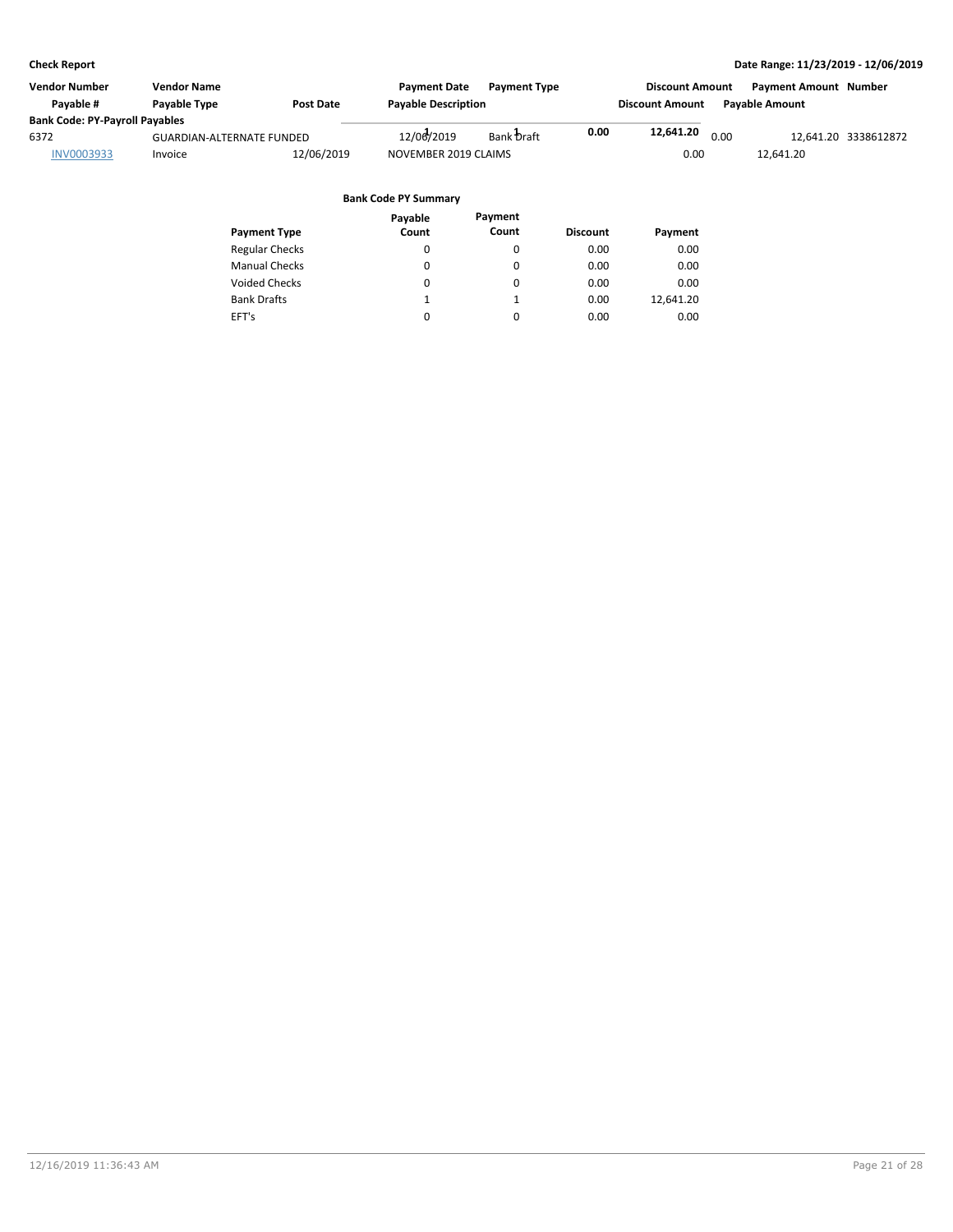**Check Report**

**Date Range: 11/23/2019 - 12/06/2019**

| Vendor Number | Vendor Name | | Payment Date | Payment Type | | Discount Amount | | Payment Amount | Number |
|---|---|---|---|---|---|---|---|---|---|
| Payable # | Payable Type | Post Date | Payable Description | | | Discount Amount | | Payable Amount | |
| **Bank Code: PY-Payroll Payables** | | | | | | | | | |
| 6372 | GUARDIAN-ALTERNATE FUNDED | | 12/06/2019 | Bank Draft | | 0.00 | | 12,641.20 | 3338612872 |
| INV0003933 | Invoice | 12/06/2019 | NOVEMBER 2019 CLAIMS | | | 0.00 | | 12,641.20 | |

**Bank Code PY Summary**

| Payment Type | Payable Count | Payment Count | Discount | Payment |
|---|---|---|---|---|
| Regular Checks | 0 | 0 | 0.00 | 0.00 |
| Manual Checks | 0 | 0 | 0.00 | 0.00 |
| Voided Checks | 0 | 0 | 0.00 | 0.00 |
| Bank Drafts | 1 | 1 | 0.00 | 12,641.20 |
| EFT's | 0 | 0 | 0.00 | 0.00 |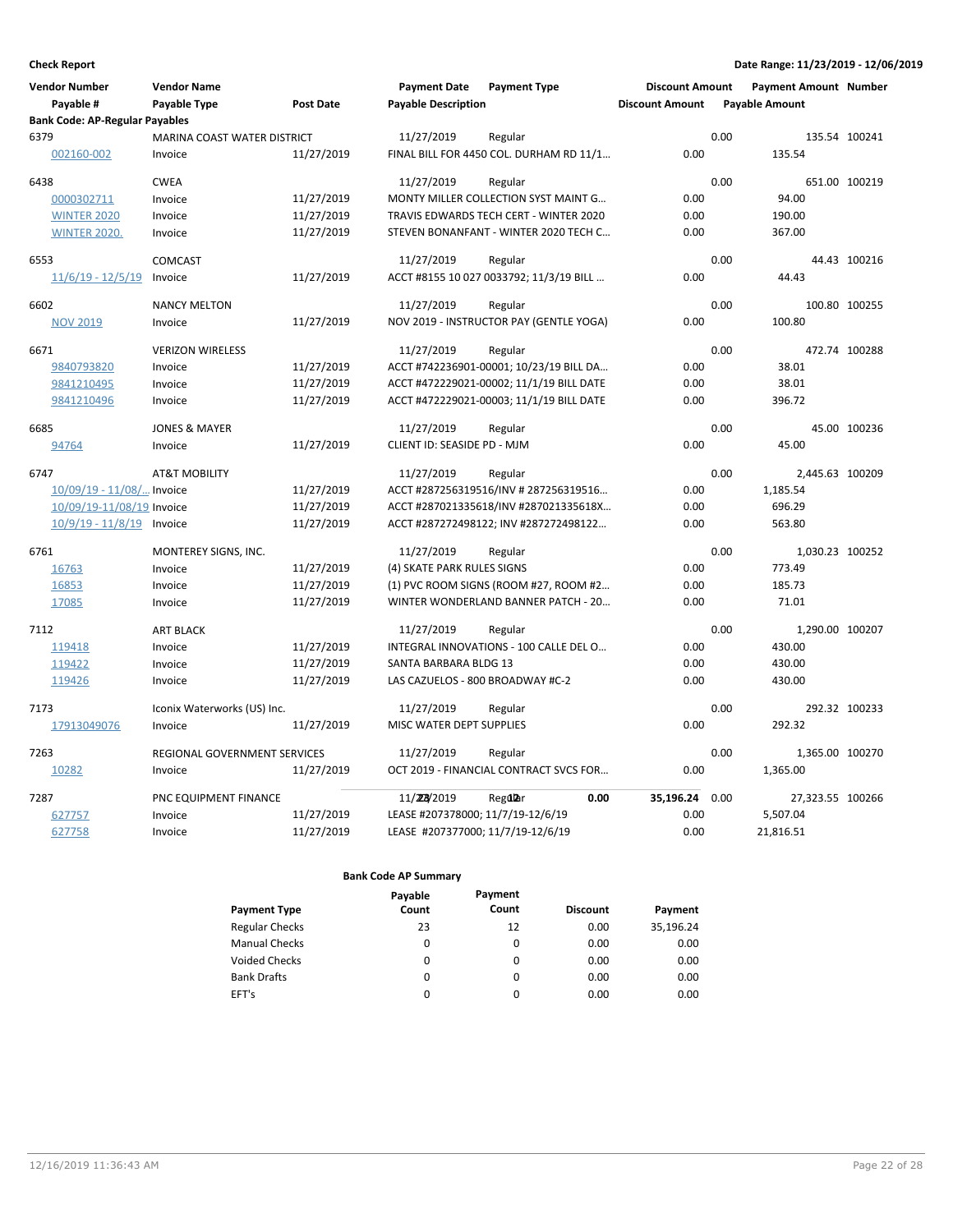**Check Report**

Date Range: 11/23/2019 - 12/06/2019

| Vendor Number | Vendor Name | | Payment Date | Payment Type | Discount Amount | Payment Amount | Number |
|---|---|---|---|---|---|---|---|
| Payable # | Payable Type | Post Date | Payable Description | | Discount Amount | Payable Amount | |
| **Bank Code: AP-Regular Payables** | | | | | | | |
| 6379 | MARINA COAST WATER DISTRICT | | 11/27/2019 | Regular | 0.00 | 135.54 | 100241 |
| 002160-002 | Invoice | 11/27/2019 | FINAL BILL FOR 4450 COL. DURHAM RD 11/1... | | 0.00 | 135.54 | |
| 6438 | CWEA | | 11/27/2019 | Regular | 0.00 | 651.00 | 100219 |
| 0000302711 | Invoice | 11/27/2019 | MONTY MILLER COLLECTION SYST MAINT G... | | 0.00 | 94.00 | |
| WINTER 2020 | Invoice | 11/27/2019 | TRAVIS EDWARDS TECH CERT - WINTER 2020 | | 0.00 | 190.00 | |
| WINTER 2020. | Invoice | 11/27/2019 | STEVEN BONANFANT - WINTER 2020 TECH C... | | 0.00 | 367.00 | |
| 6553 | COMCAST | | 11/27/2019 | Regular | 0.00 | 44.43 | 100216 |
| 11/6/19 - 12/5/19 | Invoice | 11/27/2019 | ACCT #8155 10 027 0033792; 11/3/19 BILL ... | | 0.00 | 44.43 | |
| 6602 | NANCY MELTON | | 11/27/2019 | Regular | 0.00 | 100.80 | 100255 |
| NOV 2019 | Invoice | 11/27/2019 | NOV 2019 - INSTRUCTOR PAY (GENTLE YOGA) | | 0.00 | 100.80 | |
| 6671 | VERIZON WIRELESS | | 11/27/2019 | Regular | 0.00 | 472.74 | 100288 |
| 9840793820 | Invoice | 11/27/2019 | ACCT #742236901-00001; 10/23/19 BILL DA... | | 0.00 | 38.01 | |
| 9841210495 | Invoice | 11/27/2019 | ACCT #472229021-00002; 11/1/19 BILL DATE | | 0.00 | 38.01 | |
| 9841210496 | Invoice | 11/27/2019 | ACCT #472229021-00003; 11/1/19 BILL DATE | | 0.00 | 396.72 | |
| 6685 | JONES & MAYER | | 11/27/2019 | Regular | 0.00 | 45.00 | 100236 |
| 94764 | Invoice | 11/27/2019 | CLIENT ID: SEASIDE PD - MJM | | 0.00 | 45.00 | |
| 6747 | AT&T MOBILITY | | 11/27/2019 | Regular | 0.00 | 2,445.63 | 100209 |
| 10/09/19 - 11/08/... | Invoice | 11/27/2019 | ACCT #287256319516/INV # 287256319516... | | 0.00 | 1,185.54 | |
| 10/09/19-11/08/19 | Invoice | 11/27/2019 | ACCT #287021335618/INV #287021335618X... | | 0.00 | 696.29 | |
| 10/9/19 - 11/8/19 | Invoice | 11/27/2019 | ACCT #287272498122; INV #287272498122... | | 0.00 | 563.80 | |
| 6761 | MONTEREY SIGNS, INC. | | 11/27/2019 | Regular | 0.00 | 1,030.23 | 100252 |
| 16763 | Invoice | 11/27/2019 | (4) SKATE PARK RULES SIGNS | | 0.00 | 773.49 | |
| 16853 | Invoice | 11/27/2019 | (1) PVC ROOM SIGNS (ROOM #27, ROOM #2... | | 0.00 | 185.73 | |
| 17085 | Invoice | 11/27/2019 | WINTER WONDERLAND BANNER PATCH - 20... | | 0.00 | 71.01 | |
| 7112 | ART BLACK | | 11/27/2019 | Regular | 0.00 | 1,290.00 | 100207 |
| 119418 | Invoice | 11/27/2019 | INTEGRAL INNOVATIONS - 100 CALLE DEL O... | | 0.00 | 430.00 | |
| 119422 | Invoice | 11/27/2019 | SANTA BARBARA BLDG 13 | | 0.00 | 430.00 | |
| 119426 | Invoice | 11/27/2019 | LAS CAZUELOS - 800 BROADWAY #C-2 | | 0.00 | 430.00 | |
| 7173 | Iconix Waterworks (US) Inc. | | 11/27/2019 | Regular | 0.00 | 292.32 | 100233 |
| 17913049076 | Invoice | 11/27/2019 | MISC WATER DEPT SUPPLIES | | 0.00 | 292.32 | |
| 7263 | REGIONAL GOVERNMENT SERVICES | | 11/27/2019 | Regular | 0.00 | 1,365.00 | 100270 |
| 10282 | Invoice | 11/27/2019 | OCT 2019 - FINANCIAL CONTRACT SVCS FOR... | | 0.00 | 1,365.00 | |
| 7287 | PNC EQUIPMENT FINANCE | | 11/27/2019 | Regular | 0.00 | 27,323.55 | 100266 |
| 627757 | Invoice | 11/27/2019 | LEASE #207378000; 11/7/19-12/6/19 | | 0.00 | 5,507.04 | |
| 627758 | Invoice | 11/27/2019 | LEASE #207377000; 11/7/19-12/6/19 | | 0.00 | 21,816.51 | |

**Bank Code AP Summary**

| Payment Type | Payable Count | Payment Count | Discount | Payment |
|---|---|---|---|---|
| Regular Checks | 23 | 12 | 0.00 | 35,196.24 |
| Manual Checks | 0 | 0 | 0.00 | 0.00 |
| Voided Checks | 0 | 0 | 0.00 | 0.00 |
| Bank Drafts | 0 | 0 | 0.00 | 0.00 |
| EFT's | 0 | 0 | 0.00 | 0.00 |
| | 23 | 12 | 0.00 | 35,196.24 |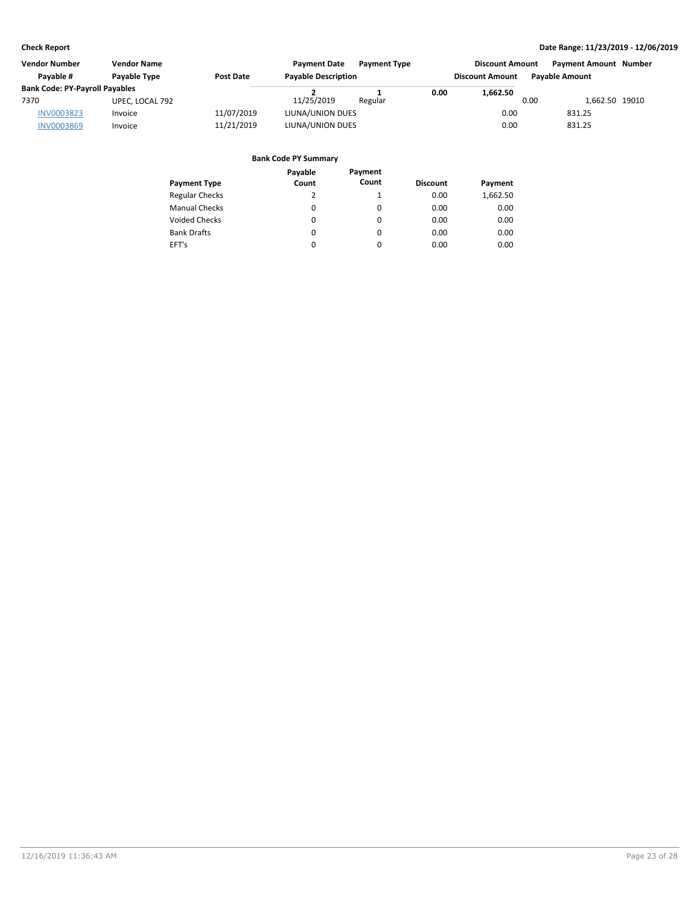**Check Report**

**Date Range: 11/23/2019 - 12/06/2019**

| Vendor Number | Vendor Name | | Payment Date | Payment Type | Discount Amount | Payment Amount | Number |
|---|---|---|---|---|---|---|---|
| Payable # | Payable Type | Post Date | Payable Description | | Discount Amount | Payable Amount | |
| **Bank Code: PY-Payroll Payables** | | | | | | | |
| 7370 | UPEC, LOCAL 792 | | 11/25/2019 | Regular | 0.00 | 1,662.50 | 19010 |
| INV0003823 | Invoice | 11/07/2019 | LIUNA/UNION DUES | | 0.00 | 831.25 | |
| INV0003869 | Invoice | 11/21/2019 | LIUNA/UNION DUES | | 0.00 | 831.25 | |

**Bank Code PY Summary**

| Payment Type | Payable Count | Payment Count | Discount | Payment |
|---|---|---|---|---|
| Regular Checks | 2 | 1 | 0.00 | 1,662.50 |
| Manual Checks | 0 | 0 | 0.00 | 0.00 |
| Voided Checks | 0 | 0 | 0.00 | 0.00 |
| Bank Drafts | 0 | 0 | 0.00 | 0.00 |
| EFT's | 0 | 0 | 0.00 | 0.00 |
| | **2** | **1** | **0.00** | **1,662.50** |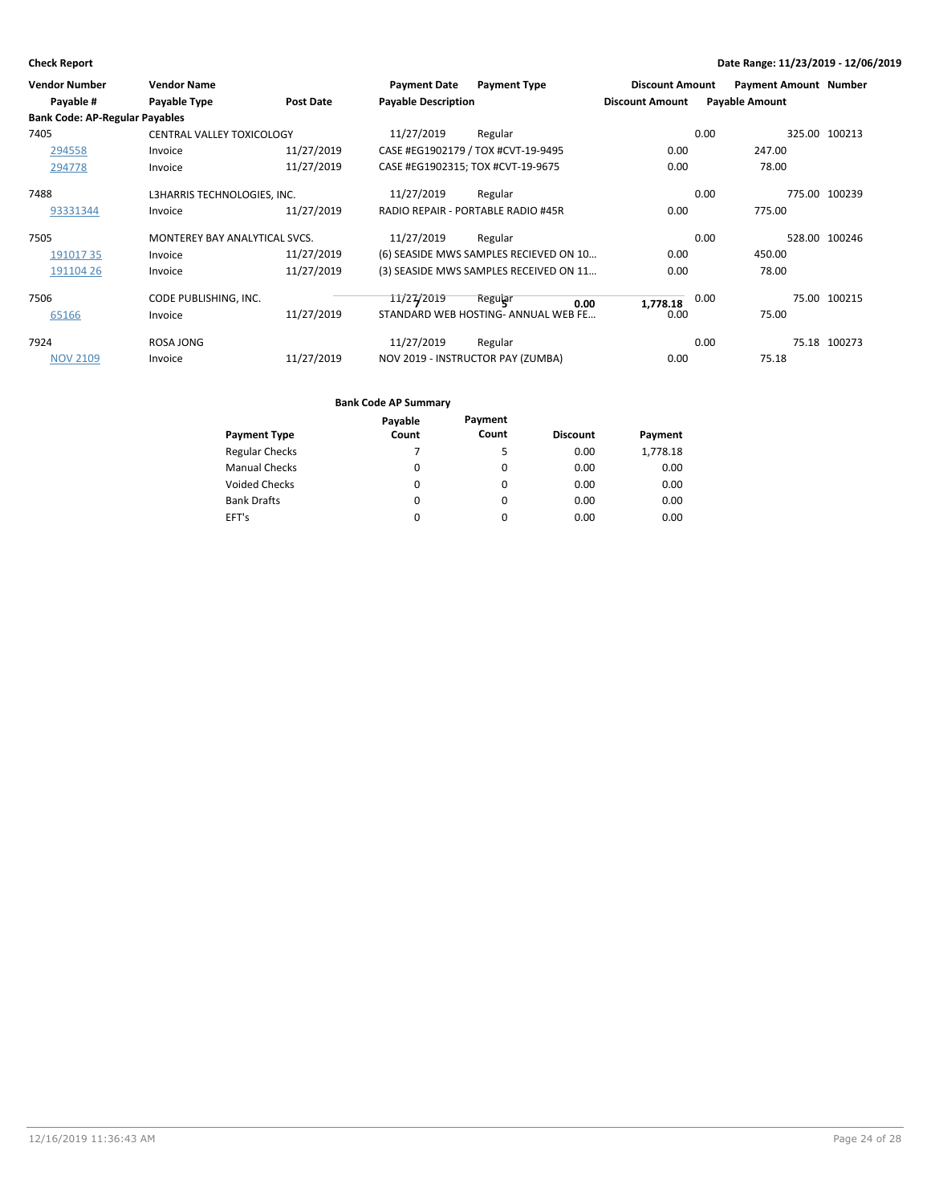**Check Report**

**Date Range: 11/23/2019 - 12/06/2019**

| Vendor Number | Vendor Name | | Payment Date | Payment Type | Discount Amount | Payment Amount | Number |
|---|---|---|---|---|---|---|---|
| Payable # | Payable Type | Post Date | Payable Description | | Discount Amount | Payable Amount | |
| **Bank Code: AP-Regular Payables** | | | | | | | |
| 7405 | CENTRAL VALLEY TOXICOLOGY | | 11/27/2019 | Regular | 0.00 | 325.00 | 100213 |
| 294558 | Invoice | 11/27/2019 | CASE #EG1902179 / TOX #CVT-19-9495 | | 0.00 | 247.00 | |
| 294778 | Invoice | 11/27/2019 | CASE #EG1902315; TOX #CVT-19-9675 | | 0.00 | 78.00 | |
| 7488 | L3HARRIS TECHNOLOGIES, INC. | | 11/27/2019 | Regular | 0.00 | 775.00 | 100239 |
| 93331344 | Invoice | 11/27/2019 | RADIO REPAIR - PORTABLE RADIO #45R | | 0.00 | 775.00 | |
| 7505 | MONTEREY BAY ANALYTICAL SVCS. | | 11/27/2019 | Regular | 0.00 | 528.00 | 100246 |
| 191017 35 | Invoice | 11/27/2019 | (6) SEASIDE MWS SAMPLES RECIEVED ON 10... | | 0.00 | 450.00 | |
| 191104 26 | Invoice | 11/27/2019 | (3) SEASIDE MWS SAMPLES RECEIVED ON 11... | | 0.00 | 78.00 | |
| 7506 | CODE PUBLISHING, INC. | | 11/27/2019 | Regular | 0.00 | 75.00 | 100215 |
| 65166 | Invoice | 11/27/2019 | STANDARD WEB HOSTING- ANNUAL WEB FE... | | 0.00 | 75.00 | |
| 7924 | ROSA JONG | | 11/27/2019 | Regular | 0.00 | 75.18 | 100273 |
| NOV 2109 | Invoice | 11/27/2019 | NOV 2019 - INSTRUCTOR PAY (ZUMBA) | | 0.00 | 75.18 | |

**Bank Code AP Summary**

| Payment Type | Payable Count | Payment Count | Discount | Payment |
|---|---|---|---|---|
| Regular Checks | 7 | 5 | 0.00 | 1,778.18 |
| Manual Checks | 0 | 0 | 0.00 | 0.00 |
| Voided Checks | 0 | 0 | 0.00 | 0.00 |
| Bank Drafts | 0 | 0 | 0.00 | 0.00 |
| EFT's | 0 | 0 | 0.00 | 0.00 |
| | **7** | **5** | **0.00** | **1,778.18** |

12/16/2019 11:36:43 AM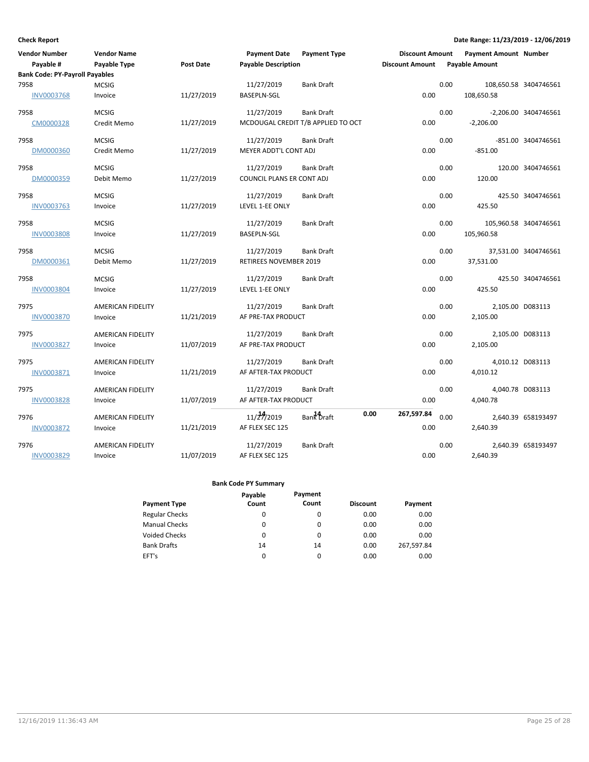**Check Report** — Date Range: 11/23/2019 - 12/06/2019

| Vendor Number / Payable # | Vendor Name / Payable Type | Post Date | Payment Date / Payable Description | Payment Type | Discount Amount / Discount Amount | Payment Amount / Payable Amount | Number |
|---|---|---|---|---|---|---|---|
| **Bank Code: PY-Payroll Payables** | | | | | | | |
| 7958 | MCSIG | | 11/27/2019 | Bank Draft | 0.00 | 108,650.58 | 3404746561 |
| INV0003768 | Invoice | 11/27/2019 | BASEPLN-SGL | | 0.00 | 108,650.58 | |
| 7958 | MCSIG | | 11/27/2019 | Bank Draft | 0.00 | -2,206.00 | 3404746561 |
| CM0000328 | Credit Memo | 11/27/2019 | MCDOUGAL CREDIT T/B APPLIED TO OCT | | 0.00 | -2,206.00 | |
| 7958 | MCSIG | | 11/27/2019 | Bank Draft | 0.00 | -851.00 | 3404746561 |
| DM0000360 | Credit Memo | 11/27/2019 | MEYER ADDT'L CONT ADJ | | 0.00 | -851.00 | |
| 7958 | MCSIG | | 11/27/2019 | Bank Draft | 0.00 | 120.00 | 3404746561 |
| DM0000359 | Debit Memo | 11/27/2019 | COUNCIL PLANS ER CONT ADJ | | 0.00 | 120.00 | |
| 7958 | MCSIG | | 11/27/2019 | Bank Draft | 0.00 | 425.50 | 3404746561 |
| INV0003763 | Invoice | 11/27/2019 | LEVEL 1-EE ONLY | | 0.00 | 425.50 | |
| 7958 | MCSIG | | 11/27/2019 | Bank Draft | 0.00 | 105,960.58 | 3404746561 |
| INV0003808 | Invoice | 11/27/2019 | BASEPLN-SGL | | 0.00 | 105,960.58 | |
| 7958 | MCSIG | | 11/27/2019 | Bank Draft | 0.00 | 37,531.00 | 3404746561 |
| DM0000361 | Debit Memo | 11/27/2019 | RETIREES NOVEMBER 2019 | | 0.00 | 37,531.00 | |
| 7958 | MCSIG | | 11/27/2019 | Bank Draft | 0.00 | 425.50 | 3404746561 |
| INV0003804 | Invoice | 11/27/2019 | LEVEL 1-EE ONLY | | 0.00 | 425.50 | |
| 7975 | AMERICAN FIDELITY | | 11/27/2019 | Bank Draft | 0.00 | 2,105.00 | D083113 |
| INV0003870 | Invoice | 11/21/2019 | AF PRE-TAX PRODUCT | | 0.00 | 2,105.00 | |
| 7975 | AMERICAN FIDELITY | | 11/27/2019 | Bank Draft | 0.00 | 2,105.00 | D083113 |
| INV0003827 | Invoice | 11/07/2019 | AF PRE-TAX PRODUCT | | 0.00 | 2,105.00 | |
| 7975 | AMERICAN FIDELITY | | 11/27/2019 | Bank Draft | 0.00 | 4,010.12 | D083113 |
| INV0003871 | Invoice | 11/21/2019 | AF AFTER-TAX PRODUCT | | 0.00 | 4,010.12 | |
| 7975 | AMERICAN FIDELITY | | 11/27/2019 | Bank Draft | 0.00 | 4,040.78 | D083113 |
| INV0003828 | Invoice | 11/07/2019 | AF AFTER-TAX PRODUCT | | 0.00 | 4,040.78 | |
| 7976 | AMERICAN FIDELITY | | 11/27/2019 | Bank Draft | 0.00 | 2,640.39 | 658193497 |
| INV0003872 | Invoice | 11/21/2019 | AF FLEX SEC 125 | | 0.00 | 2,640.39 | |
| 7976 | AMERICAN FIDELITY | | 11/27/2019 | Bank Draft | 0.00 | 2,640.39 | 658193497 |
| INV0003829 | Invoice | 11/07/2019 | AF FLEX SEC 125 | | 0.00 | 2,640.39 | |
| | | | **14** | **14** | **0.00** | **267,597.84** | |

**Bank Code PY Summary**

| Payment Type | Payable Count | Payment Count | Discount | Payment |
|---|---|---|---|---|
| Regular Checks | 0 | 0 | 0.00 | 0.00 |
| Manual Checks | 0 | 0 | 0.00 | 0.00 |
| Voided Checks | 0 | 0 | 0.00 | 0.00 |
| Bank Drafts | 14 | 14 | 0.00 | 267,597.84 |
| EFT's | 0 | 0 | 0.00 | 0.00 |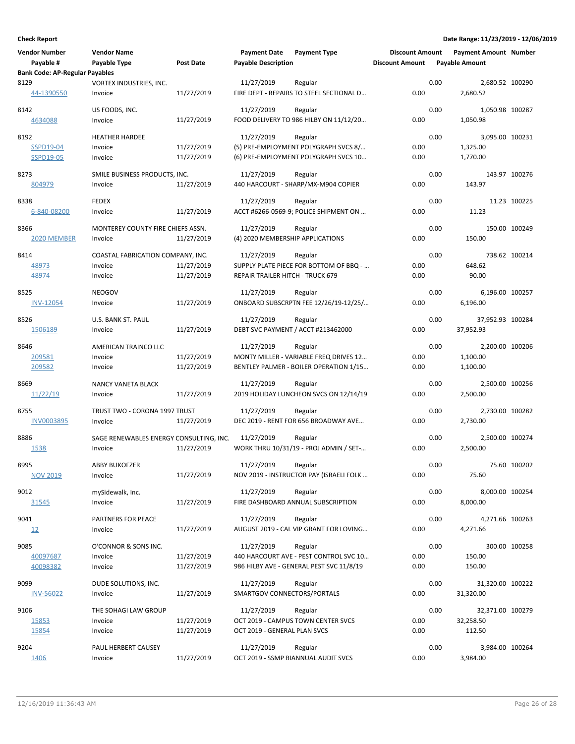**Check Report**

**Date Range: 11/23/2019 - 12/06/2019**

| Vendor Number | Vendor Name | | Payment Date | Payment Type | Discount Amount | Payment Amount | Number |
|---|---|---|---|---|---|---|---|
| Payable # | Payable Type | Post Date | Payable Description | | Discount Amount | Payable Amount | |
| **Bank Code: AP-Regular Payables** | | | | | | | |
| 8129 | VORTEX INDUSTRIES, INC. | | 11/27/2019 | Regular | 0.00 | 2,680.52 | 100290 |
| 44-1390550 | Invoice | 11/27/2019 | FIRE DEPT - REPAIRS TO STEEL SECTIONAL D... | | 0.00 | 2,680.52 | |
| 8142 | US FOODS, INC. | | 11/27/2019 | Regular | 0.00 | 1,050.98 | 100287 |
| 4634088 | Invoice | 11/27/2019 | FOOD DELIVERY TO 986 HILBY ON 11/12/20... | | 0.00 | 1,050.98 | |
| 8192 | HEATHER HARDEE | | 11/27/2019 | Regular | 0.00 | 3,095.00 | 100231 |
| SSPD19-04 | Invoice | 11/27/2019 | (5) PRE-EMPLOYMENT POLYGRAPH SVCS 8/... | | 0.00 | 1,325.00 | |
| SSPD19-05 | Invoice | 11/27/2019 | (6) PRE-EMPLOYMENT POLYGRAPH SVCS 10... | | 0.00 | 1,770.00 | |
| 8273 | SMILE BUSINESS PRODUCTS, INC. | | 11/27/2019 | Regular | 0.00 | 143.97 | 100276 |
| 804979 | Invoice | 11/27/2019 | 440 HARCOURT - SHARP/MX-M904 COPIER | | 0.00 | 143.97 | |
| 8338 | FEDEX | | 11/27/2019 | Regular | 0.00 | 11.23 | 100225 |
| 6-840-08200 | Invoice | 11/27/2019 | ACCT #6266-0569-9; POLICE SHIPMENT ON ... | | 0.00 | 11.23 | |
| 8366 | MONTEREY COUNTY FIRE CHIEFS ASSN. | | 11/27/2019 | Regular | 0.00 | 150.00 | 100249 |
| 2020 MEMBER | Invoice | 11/27/2019 | (4) 2020 MEMBERSHIP APPLICATIONS | | 0.00 | 150.00 | |
| 8414 | COASTAL FABRICATION COMPANY, INC. | | 11/27/2019 | Regular | 0.00 | 738.62 | 100214 |
| 48973 | Invoice | 11/27/2019 | SUPPLY PLATE PIECE FOR BOTTOM OF BBQ - ... | | 0.00 | 648.62 | |
| 48974 | Invoice | 11/27/2019 | REPAIR TRAILER HITCH - TRUCK 679 | | 0.00 | 90.00 | |
| 8525 | NEOGOV | | 11/27/2019 | Regular | 0.00 | 6,196.00 | 100257 |
| INV-12054 | Invoice | 11/27/2019 | ONBOARD SUBSCRPTN FEE 12/26/19-12/25/... | | 0.00 | 6,196.00 | |
| 8526 | U.S. BANK ST. PAUL | | 11/27/2019 | Regular | 0.00 | 37,952.93 | 100284 |
| 1506189 | Invoice | 11/27/2019 | DEBT SVC PAYMENT / ACCT #213462000 | | 0.00 | 37,952.93 | |
| 8646 | AMERICAN TRAINCO LLC | | 11/27/2019 | Regular | 0.00 | 2,200.00 | 100206 |
| 209581 | Invoice | 11/27/2019 | MONTY MILLER - VARIABLE FREQ DRIVES 12... | | 0.00 | 1,100.00 | |
| 209582 | Invoice | 11/27/2019 | BENTLEY PALMER - BOILER OPERATION 1/15... | | 0.00 | 1,100.00 | |
| 8669 | NANCY VANETA BLACK | | 11/27/2019 | Regular | 0.00 | 2,500.00 | 100256 |
| 11/22/19 | Invoice | 11/27/2019 | 2019 HOLIDAY LUNCHEON SVCS ON 12/14/19 | | 0.00 | 2,500.00 | |
| 8755 | TRUST TWO - CORONA 1997 TRUST | | 11/27/2019 | Regular | 0.00 | 2,730.00 | 100282 |
| INV0003895 | Invoice | 11/27/2019 | DEC 2019 - RENT FOR 656 BROADWAY AVE... | | 0.00 | 2,730.00 | |
| 8886 | SAGE RENEWABLES ENERGY CONSULTING, INC. | | 11/27/2019 | Regular | 0.00 | 2,500.00 | 100274 |
| 1538 | Invoice | 11/27/2019 | WORK THRU 10/31/19 - PROJ ADMIN / SET-... | | 0.00 | 2,500.00 | |
| 8995 | ABBY BUKOFZER | | 11/27/2019 | Regular | 0.00 | 75.60 | 100202 |
| NOV 2019 | Invoice | 11/27/2019 | NOV 2019 - INSTRUCTOR PAY (ISRAELI FOLK ... | | 0.00 | 75.60 | |
| 9012 | mySidewalk, Inc. | | 11/27/2019 | Regular | 0.00 | 8,000.00 | 100254 |
| 31545 | Invoice | 11/27/2019 | FIRE DASHBOARD ANNUAL SUBSCRIPTION | | 0.00 | 8,000.00 | |
| 9041 | PARTNERS FOR PEACE | | 11/27/2019 | Regular | 0.00 | 4,271.66 | 100263 |
| 12 | Invoice | 11/27/2019 | AUGUST 2019 - CAL VIP GRANT FOR LOVING... | | 0.00 | 4,271.66 | |
| 9085 | O'CONNOR & SONS INC. | | 11/27/2019 | Regular | 0.00 | 300.00 | 100258 |
| 40097687 | Invoice | 11/27/2019 | 440 HARCOURT AVE - PEST CONTROL SVC 10... | | 0.00 | 150.00 | |
| 40098382 | Invoice | 11/27/2019 | 986 HILBY AVE - GENERAL PEST SVC 11/8/19 | | 0.00 | 150.00 | |
| 9099 | DUDE SOLUTIONS, INC. | | 11/27/2019 | Regular | 0.00 | 31,320.00 | 100222 |
| INV-56022 | Invoice | 11/27/2019 | SMARTGOV CONNECTORS/PORTALS | | 0.00 | 31,320.00 | |
| 9106 | THE SOHAGI LAW GROUP | | 11/27/2019 | Regular | 0.00 | 32,371.00 | 100279 |
| 15853 | Invoice | 11/27/2019 | OCT 2019 - CAMPUS TOWN CENTER SVCS | | 0.00 | 32,258.50 | |
| 15854 | Invoice | 11/27/2019 | OCT 2019 - GENERAL PLAN SVCS | | 0.00 | 112.50 | |
| 9204 | PAUL HERBERT CAUSEY | | 11/27/2019 | Regular | 0.00 | 3,984.00 | 100264 |
| 1406 | Invoice | 11/27/2019 | OCT 2019 - SSMP BIANNUAL AUDIT SVCS | | 0.00 | 3,984.00 | |

12/16/2019 11:36:43 AM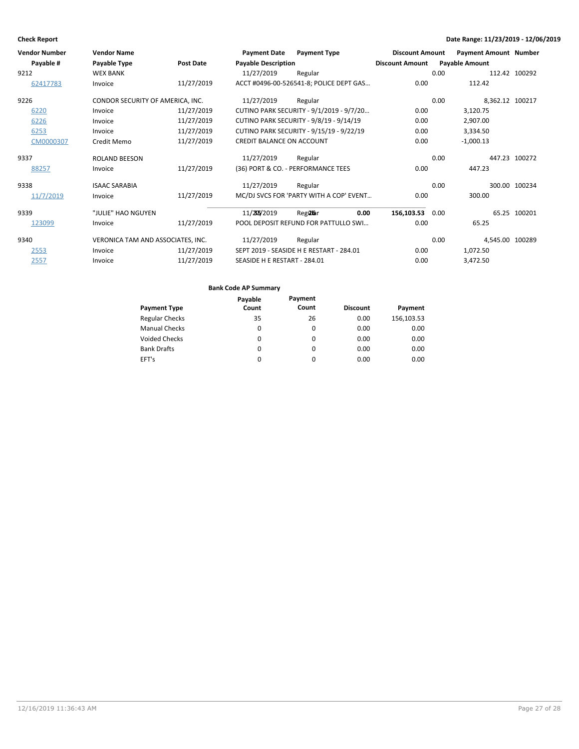**Check Report**

**Date Range: 11/23/2019 - 12/06/2019**

| Vendor Number | Vendor Name | | Payment Date | Payment Type | Discount Amount | Payment Amount | Number |
|---|---|---|---|---|---|---|---|
| Payable # | Payable Type | Post Date | Payable Description | | Discount Amount | Payable Amount | |
| 9212 | WEX BANK | | 11/27/2019 | Regular | 0.00 | 112.42 | 100292 |
| 62417783 | Invoice | 11/27/2019 | ACCT #0496-00-526541-8; POLICE DEPT GAS… | | 0.00 | 112.42 | |
| 9226 | CONDOR SECURITY OF AMERICA, INC. | | 11/27/2019 | Regular | 0.00 | 8,362.12 | 100217 |
| 6220 | Invoice | 11/27/2019 | CUTINO PARK SECURITY - 9/1/2019 - 9/7/20… | | 0.00 | 3,120.75 | |
| 6226 | Invoice | 11/27/2019 | CUTINO PARK SECURITY - 9/8/19 - 9/14/19 | | 0.00 | 2,907.00 | |
| 6253 | Invoice | 11/27/2019 | CUTINO PARK SECURITY - 9/15/19 - 9/22/19 | | 0.00 | 3,334.50 | |
| CM0000307 | Credit Memo | 11/27/2019 | CREDIT BALANCE ON ACCOUNT | | 0.00 | -1,000.13 | |
| 9337 | ROLAND BEESON | | 11/27/2019 | Regular | 0.00 | 447.23 | 100272 |
| 88257 | Invoice | 11/27/2019 | (36) PORT & CO. - PERFORMANCE TEES | | 0.00 | 447.23 | |
| 9338 | ISAAC SARABIA | | 11/27/2019 | Regular | 0.00 | 300.00 | 100234 |
| 11/7/2019 | Invoice | 11/27/2019 | MC/DJ SVCS FOR 'PARTY WITH A COP' EVENT… | | 0.00 | 300.00 | |
| 9339 | "JULIE" HAO NGUYEN | | 11/27/2019 | Regular | 0.00 | 65.25 | 100201 |
| 123099 | Invoice | 11/27/2019 | POOL DEPOSIT REFUND FOR PATTULLO SWI… | | 0.00 | 65.25 | |
| 9340 | VERONICA TAM AND ASSOCIATES, INC. | | 11/27/2019 | Regular | 0.00 | 4,545.00 | 100289 |
| 2553 | Invoice | 11/27/2019 | SEPT 2019 - SEASIDE H E RESTART - 284.01 | | 0.00 | 1,072.50 | |
| 2557 | Invoice | 11/27/2019 | SEASIDE H E RESTART - 284.01 | | 0.00 | 3,472.50 | |

**Bank Code AP Summary**

| Payment Type | Payable Count | Payment Count | Discount | Payment |
|---|---|---|---|---|
| Regular Checks | 35 | 26 | 0.00 | 156,103.53 |
| Manual Checks | 0 | 0 | 0.00 | 0.00 |
| Voided Checks | 0 | 0 | 0.00 | 0.00 |
| Bank Drafts | 0 | 0 | 0.00 | 0.00 |
| EFT's | 0 | 0 | 0.00 | 0.00 |
| | **35** | **26** | **0.00** | **156,103.53** |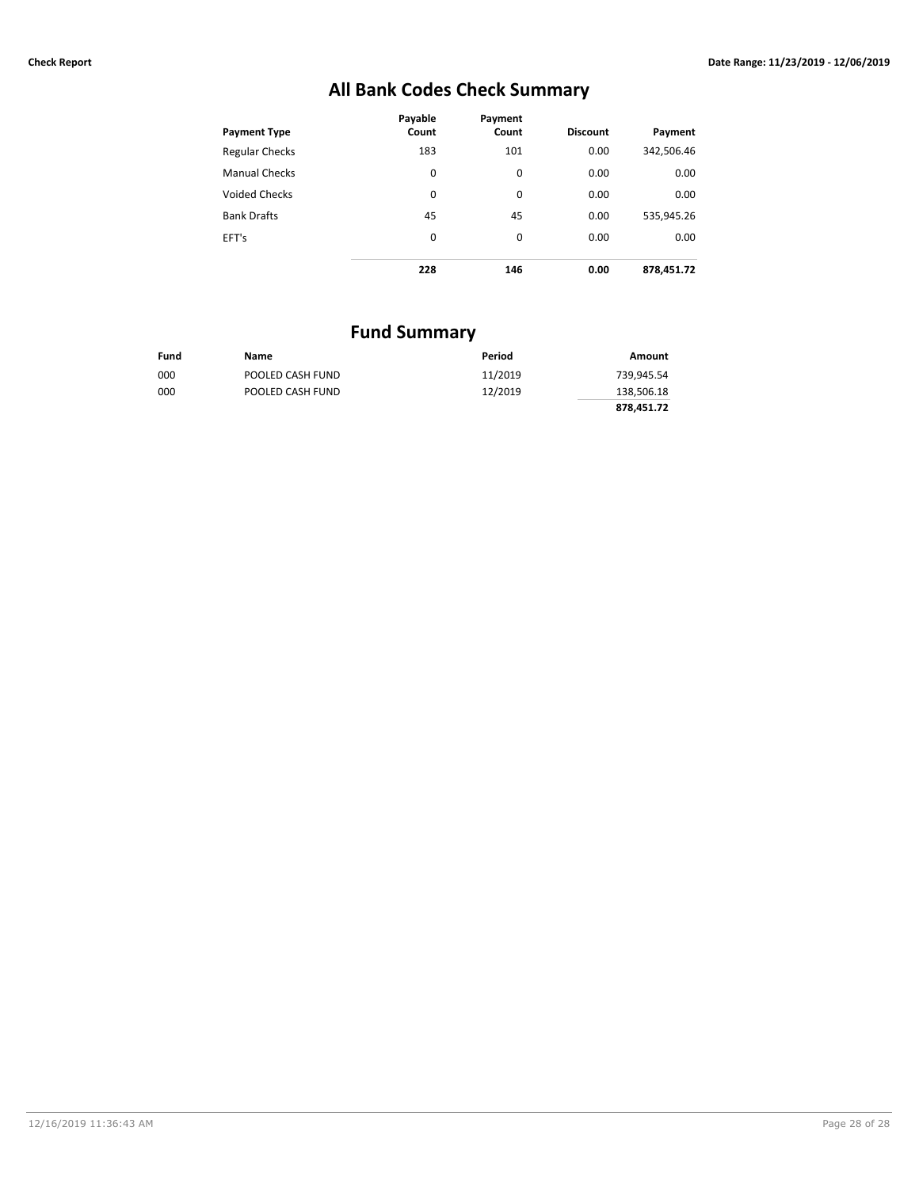## All Bank Codes Check Summary

| Payment Type | Payable Count | Payment Count | Discount | Payment |
|---|---|---|---|---|
| Regular Checks | 183 | 101 | 0.00 | 342,506.46 |
| Manual Checks | 0 | 0 | 0.00 | 0.00 |
| Voided Checks | 0 | 0 | 0.00 | 0.00 |
| Bank Drafts | 45 | 45 | 0.00 | 535,945.26 |
| EFT's | 0 | 0 | 0.00 | 0.00 |
| | **228** | **146** | **0.00** | **878,451.72** |

## Fund Summary

| Fund | Name | Period | Amount |
|---|---|---|---|
| 000 | POOLED CASH FUND | 11/2019 | 739,945.54 |
| 000 | POOLED CASH FUND | 12/2019 | 138,506.18 |
| | | | **878,451.72** |